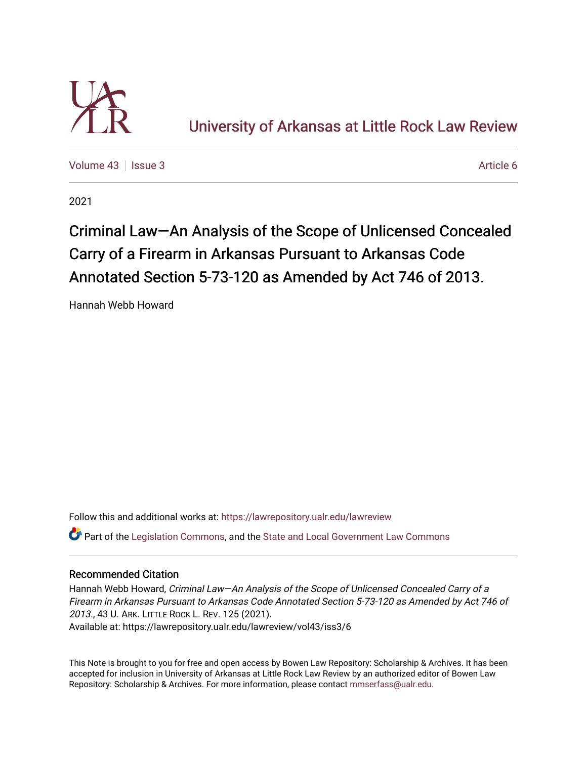# University of Arkansas at Little Rock Law Review

Volume 43 | Issue 3 | Article 6

2021

# Criminal Law—An Analysis of the Scope of Unlicensed Concealed Carry of a Firearm in Arkansas Pursuant to Arkansas Code Annotated Section 5-73-120 as Amended by Act 746 of 2013.

Hannah Webb Howard

Follow this and additional works at: https://lawrepository.ualr.edu/lawreview

Part of the Legislation Commons, and the State and Local Government Law Commons

## Recommended Citation

Hannah Webb Howard, *Criminal Law—An Analysis of the Scope of Unlicensed Concealed Carry of a Firearm in Arkansas Pursuant to Arkansas Code Annotated Section 5-73-120 as Amended by Act 746 of 2013.*, 43 U. ARK. LITTLE ROCK L. REV. 125 (2021).
Available at: https://lawrepository.ualr.edu/lawreview/vol43/iss3/6

This Note is brought to you for free and open access by Bowen Law Repository: Scholarship & Archives. It has been accepted for inclusion in University of Arkansas at Little Rock Law Review by an authorized editor of Bowen Law Repository: Scholarship & Archives. For more information, please contact mmserfass@ualr.edu.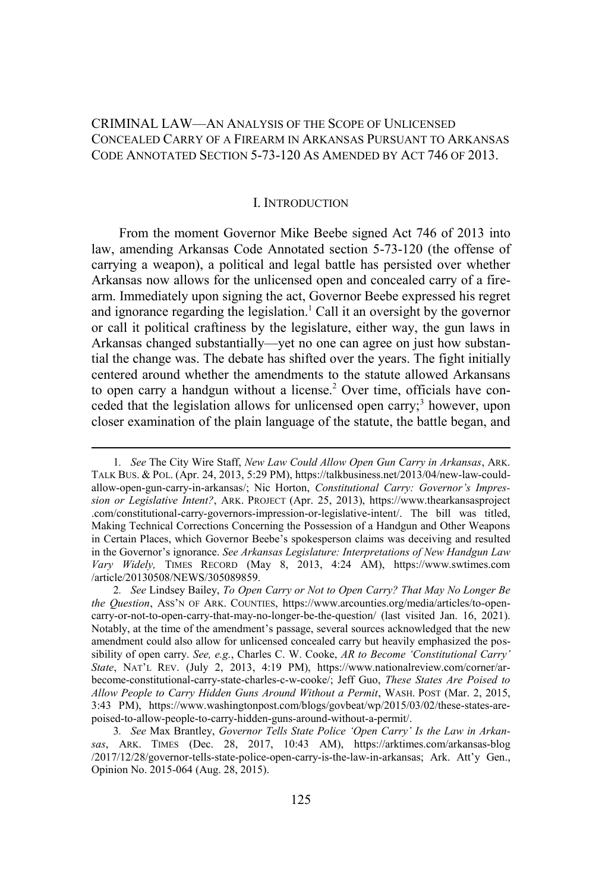CRIMINAL LAW—AN ANALYSIS OF THE SCOPE OF UNLICENSED CONCEALED CARRY OF A FIREARM IN ARKANSAS PURSUANT TO ARKANSAS CODE ANNOTATED SECTION 5-73-120 AS AMENDED BY ACT 746 OF 2013.

## I. INTRODUCTION

From the moment Governor Mike Beebe signed Act 746 of 2013 into law, amending Arkansas Code Annotated section 5-73-120 (the offense of carrying a weapon), a political and legal battle has persisted over whether Arkansas now allows for the unlicensed open and concealed carry of a firearm. Immediately upon signing the act, Governor Beebe expressed his regret and ignorance regarding the legislation.[1] Call it an oversight by the governor or call it political craftiness by the legislature, either way, the gun laws in Arkansas changed substantially—yet no one can agree on just how substantial the change was. The debate has shifted over the years. The fight initially centered around whether the amendments to the statute allowed Arkansans to open carry a handgun without a license.[2] Over time, officials have conceded that the legislation allows for unlicensed open carry;[3] however, upon closer examination of the plain language of the statute, the battle began, and

---

1. *See* The City Wire Staff, *New Law Could Allow Open Gun Carry in Arkansas*, ARK. TALK BUS. & POL. (Apr. 24, 2013, 5:29 PM), https://talkbusiness.net/2013/04/new-law-could-allow-open-gun-carry-in-arkansas/; Nic Horton, *Constitutional Carry: Governor's Impression or Legislative Intent?*, ARK. PROJECT (Apr. 25, 2013), https://www.thearkansasproject.com/constitutional-carry-governors-impression-or-legislative-intent/. The bill was titled, Making Technical Corrections Concerning the Possession of a Handgun and Other Weapons in Certain Places, which Governor Beebe's spokesperson claims was deceiving and resulted in the Governor's ignorance. *See Arkansas Legislature: Interpretations of New Handgun Law Vary Widely,* TIMES RECORD (May 8, 2013, 4:24 AM), https://www.swtimes.com/article/20130508/NEWS/305089859.

2. *See* Lindsey Bailey, *To Open Carry or Not to Open Carry? That May No Longer Be the Question*, ASS'N OF ARK. COUNTIES, https://www.arcounties.org/media/articles/to-open-carry-or-not-to-open-carry-that-may-no-longer-be-the-question/ (last visited Jan. 16, 2021). Notably, at the time of the amendment's passage, several sources acknowledged that the new amendment could also allow for unlicensed concealed carry but heavily emphasized the possibility of open carry. *See, e.g.*, Charles C. W. Cooke, *AR to Become 'Constitutional Carry' State*, NAT'L REV. (July 2, 2013, 4:19 PM), https://www.nationalreview.com/corner/ar-become-constitutional-carry-state-charles-c-w-cooke/; Jeff Guo, *These States Are Poised to Allow People to Carry Hidden Guns Around Without a Permit*, WASH. POST (Mar. 2, 2015, 3:43 PM), https://www.washingtonpost.com/blogs/govbeat/wp/2015/03/02/these-states-are-poised-to-allow-people-to-carry-hidden-guns-around-without-a-permit/.

3. *See* Max Brantley, *Governor Tells State Police 'Open Carry' Is the Law in Arkansas*, ARK. TIMES (Dec. 28, 2017, 10:43 AM), https://arktimes.com/arkansas-blog/2017/12/28/governor-tells-state-police-open-carry-is-the-law-in-arkansas; Ark. Att'y Gen., Opinion No. 2015-064 (Aug. 28, 2015).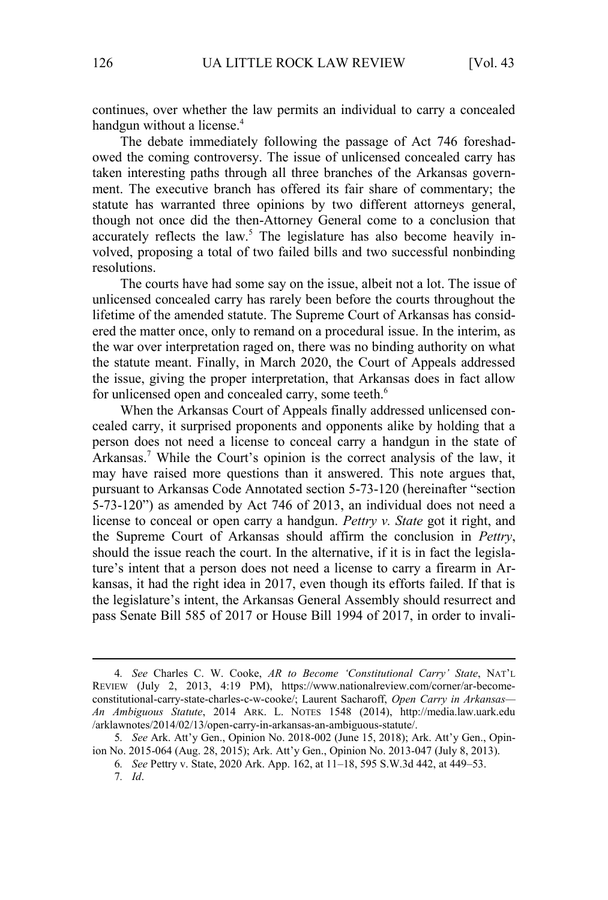continues, over whether the law permits an individual to carry a concealed handgun without a license.[4]

The debate immediately following the passage of Act 746 foreshadowed the coming controversy. The issue of unlicensed concealed carry has taken interesting paths through all three branches of the Arkansas government. The executive branch has offered its fair share of commentary; the statute has warranted three opinions by two different attorneys general, though not once did the then-Attorney General come to a conclusion that accurately reflects the law.[5] The legislature has also become heavily involved, proposing a total of two failed bills and two successful nonbinding resolutions.

The courts have had some say on the issue, albeit not a lot. The issue of unlicensed concealed carry has rarely been before the courts throughout the lifetime of the amended statute. The Supreme Court of Arkansas has considered the matter once, only to remand on a procedural issue. In the interim, as the war over interpretation raged on, there was no binding authority on what the statute meant. Finally, in March 2020, the Court of Appeals addressed the issue, giving the proper interpretation, that Arkansas does in fact allow for unlicensed open and concealed carry, some teeth.[6]

When the Arkansas Court of Appeals finally addressed unlicensed concealed carry, it surprised proponents and opponents alike by holding that a person does not need a license to conceal carry a handgun in the state of Arkansas.[7] While the Court's opinion is the correct analysis of the law, it may have raised more questions than it answered. This note argues that, pursuant to Arkansas Code Annotated section 5-73-120 (hereinafter "section 5-73-120") as amended by Act 746 of 2013, an individual does not need a license to conceal or open carry a handgun. *Pettry v. State* got it right, and the Supreme Court of Arkansas should affirm the conclusion in *Pettry*, should the issue reach the court. In the alternative, if it is in fact the legislature's intent that a person does not need a license to carry a firearm in Arkansas, it had the right idea in 2017, even though its efforts failed. If that is the legislature's intent, the Arkansas General Assembly should resurrect and pass Senate Bill 585 of 2017 or House Bill 1994 of 2017, in order to invali-

---

4. *See* Charles C. W. Cooke, *AR to Become 'Constitutional Carry' State*, NAT'L REVIEW (July 2, 2013, 4:19 PM), https://www.nationalreview.com/corner/ar-become-constitutional-carry-state-charles-c-w-cooke/; Laurent Sacharoff, *Open Carry in Arkansas—An Ambiguous Statute*, 2014 ARK. L. NOTES 1548 (2014), http://media.law.uark.edu/arklawnotes/2014/02/13/open-carry-in-arkansas-an-ambiguous-statute/.

5. *See* Ark. Att'y Gen., Opinion No. 2018-002 (June 15, 2018); Ark. Att'y Gen., Opinion No. 2015-064 (Aug. 28, 2015); Ark. Att'y Gen., Opinion No. 2013-047 (July 8, 2013).

6. *See* Pettry v. State, 2020 Ark. App. 162, at 11–18, 595 S.W.3d 442, at 449–53.

7. *Id*.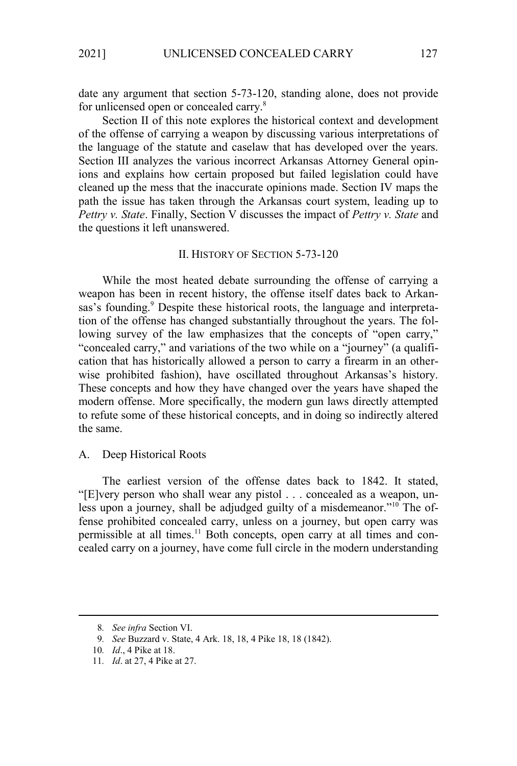date any argument that section 5-73-120, standing alone, does not provide for unlicensed open or concealed carry.[8]

Section II of this note explores the historical context and development of the offense of carrying a weapon by discussing various interpretations of the language of the statute and caselaw that has developed over the years. Section III analyzes the various incorrect Arkansas Attorney General opinions and explains how certain proposed but failed legislation could have cleaned up the mess that the inaccurate opinions made. Section IV maps the path the issue has taken through the Arkansas court system, leading up to *Pettry v. State*. Finally, Section V discusses the impact of *Pettry v. State* and the questions it left unanswered.

## II. HISTORY OF SECTION 5-73-120

While the most heated debate surrounding the offense of carrying a weapon has been in recent history, the offense itself dates back to Arkansas's founding.[9] Despite these historical roots, the language and interpretation of the offense has changed substantially throughout the years. The following survey of the law emphasizes that the concepts of "open carry," "concealed carry," and variations of the two while on a "journey" (a qualification that has historically allowed a person to carry a firearm in an otherwise prohibited fashion), have oscillated throughout Arkansas's history. These concepts and how they have changed over the years have shaped the modern offense. More specifically, the modern gun laws directly attempted to refute some of these historical concepts, and in doing so indirectly altered the same.

### A. Deep Historical Roots

The earliest version of the offense dates back to 1842. It stated, "[E]very person who shall wear any pistol . . . concealed as a weapon, unless upon a journey, shall be adjudged guilty of a misdemeanor."[10] The offense prohibited concealed carry, unless on a journey, but open carry was permissible at all times.[11] Both concepts, open carry at all times and concealed carry on a journey, have come full circle in the modern understanding

---

8. *See infra* Section VI.
9. *See* Buzzard v. State, 4 Ark. 18, 18, 4 Pike 18, 18 (1842).
10. *Id*., 4 Pike at 18.
11. *Id*. at 27, 4 Pike at 27.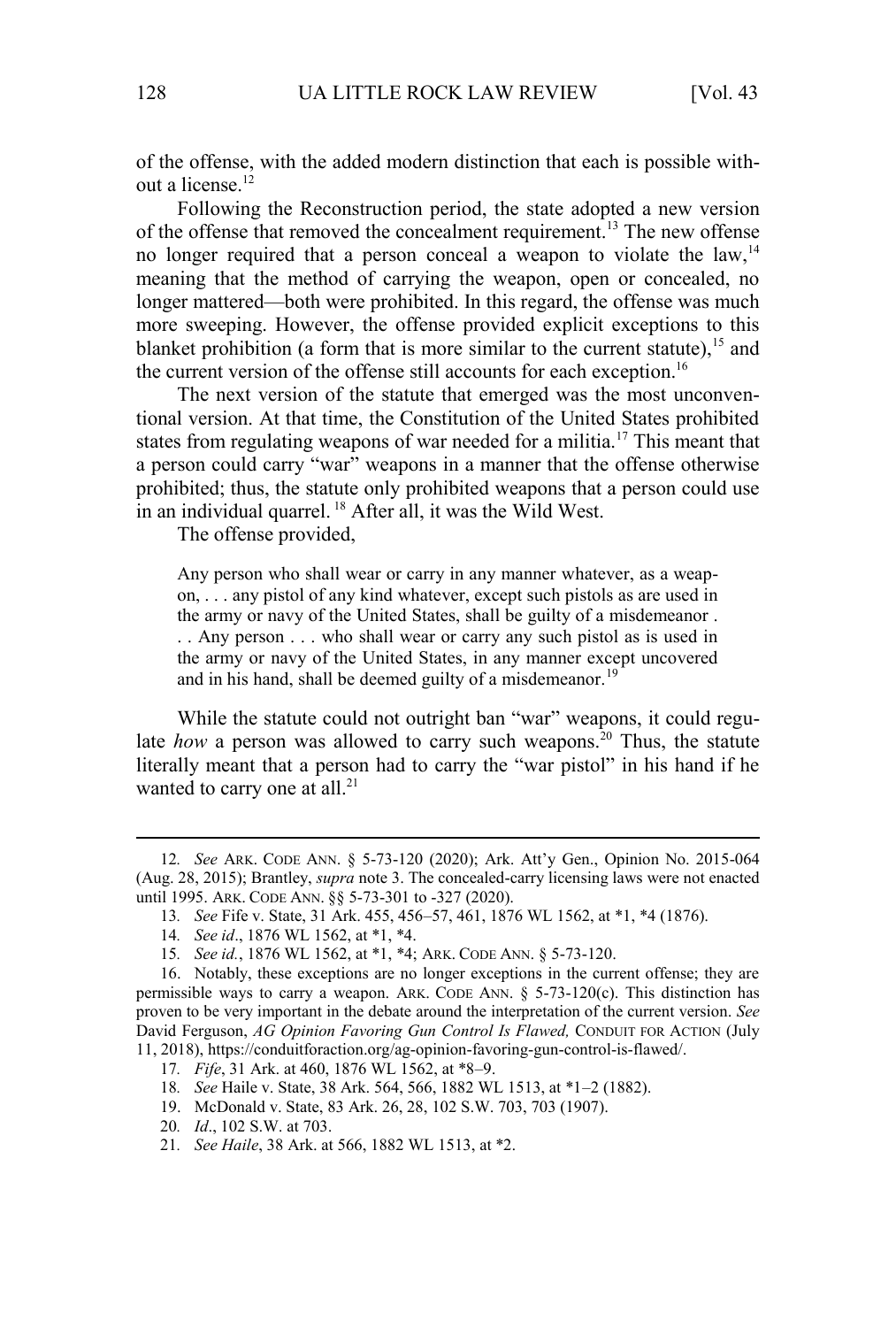of the offense, with the added modern distinction that each is possible without a license.[12]

Following the Reconstruction period, the state adopted a new version of the offense that removed the concealment requirement.[13] The new offense no longer required that a person conceal a weapon to violate the law,[14] meaning that the method of carrying the weapon, open or concealed, no longer mattered—both were prohibited. In this regard, the offense was much more sweeping. However, the offense provided explicit exceptions to this blanket prohibition (a form that is more similar to the current statute),[15] and the current version of the offense still accounts for each exception.[16]

The next version of the statute that emerged was the most unconventional version. At that time, the Constitution of the United States prohibited states from regulating weapons of war needed for a militia.[17] This meant that a person could carry "war" weapons in a manner that the offense otherwise prohibited; thus, the statute only prohibited weapons that a person could use in an individual quarrel.[18] After all, it was the Wild West.

The offense provided,

> Any person who shall wear or carry in any manner whatever, as a weapon, . . . any pistol of any kind whatever, except such pistols as are used in the army or navy of the United States, shall be guilty of a misdemeanor . . . Any person . . . who shall wear or carry any such pistol as is used in the army or navy of the United States, in any manner except uncovered and in his hand, shall be deemed guilty of a misdemeanor.[19]

While the statute could not outright ban "war" weapons, it could regulate *how* a person was allowed to carry such weapons.[20] Thus, the statute literally meant that a person had to carry the "war pistol" in his hand if he wanted to carry one at all.[21]

---

12. *See* ARK. CODE ANN. § 5-73-120 (2020); Ark. Att'y Gen., Opinion No. 2015-064 (Aug. 28, 2015); Brantley, *supra* note 3. The concealed-carry licensing laws were not enacted until 1995. ARK. CODE ANN. §§ 5-73-301 to -327 (2020).

13. *See* Fife v. State, 31 Ark. 455, 456–57, 461, 1876 WL 1562, at *1, *4 (1876).

14. *See id*., 1876 WL 1562, at *1, *4.

15. *See id.*, 1876 WL 1562, at *1, *4; ARK. CODE ANN. § 5-73-120.

16. Notably, these exceptions are no longer exceptions in the current offense; they are permissible ways to carry a weapon. ARK. CODE ANN. § 5-73-120(c). This distinction has proven to be very important in the debate around the interpretation of the current version. *See* David Ferguson, *AG Opinion Favoring Gun Control Is Flawed,* CONDUIT FOR ACTION (July 11, 2018), https://conduitforaction.org/ag-opinion-favoring-gun-control-is-flawed/.

17. *Fife*, 31 Ark. at 460, 1876 WL 1562, at *8–9.

18. *See* Haile v. State, 38 Ark. 564, 566, 1882 WL 1513, at *1–2 (1882).

19. McDonald v. State, 83 Ark. 26, 28, 102 S.W. 703, 703 (1907).

20. *Id*., 102 S.W. at 703.

21. *See Haile*, 38 Ark. at 566, 1882 WL 1513, at *2.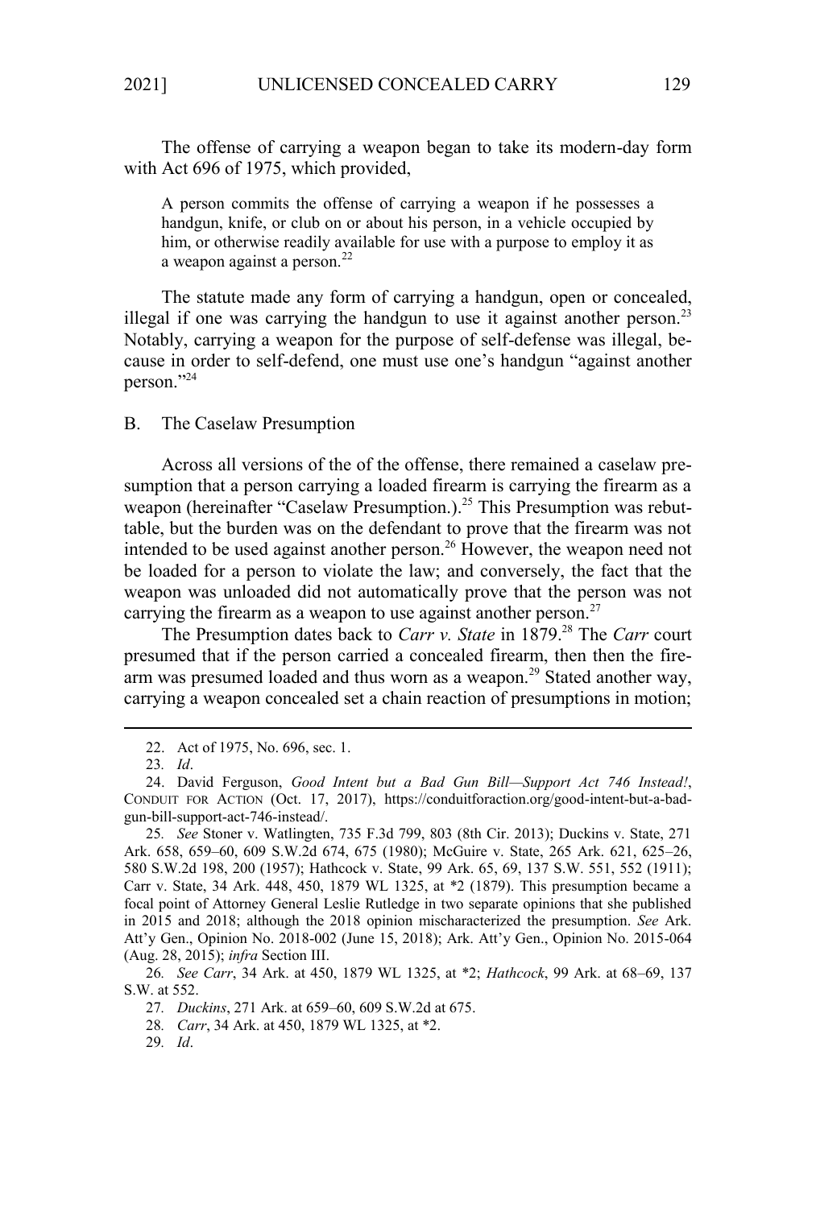The offense of carrying a weapon began to take its modern-day form with Act 696 of 1975, which provided,

> A person commits the offense of carrying a weapon if he possesses a handgun, knife, or club on or about his person, in a vehicle occupied by him, or otherwise readily available for use with a purpose to employ it as a weapon against a person.[22]

The statute made any form of carrying a handgun, open or concealed, illegal if one was carrying the handgun to use it against another person.[23] Notably, carrying a weapon for the purpose of self-defense was illegal, because in order to self-defend, one must use one's handgun "against another person."[24]

## B. The Caselaw Presumption

Across all versions of the of the offense, there remained a caselaw presumption that a person carrying a loaded firearm is carrying the firearm as a weapon (hereinafter "Caselaw Presumption.).[25] This Presumption was rebuttable, but the burden was on the defendant to prove that the firearm was not intended to be used against another person.[26] However, the weapon need not be loaded for a person to violate the law; and conversely, the fact that the weapon was unloaded did not automatically prove that the person was not carrying the firearm as a weapon to use against another person.[27]

The Presumption dates back to *Carr v. State* in 1879.[28] The *Carr* court presumed that if the person carried a concealed firearm, then then the firearm was presumed loaded and thus worn as a weapon.[29] Stated another way, carrying a weapon concealed set a chain reaction of presumptions in motion;

---

22. Act of 1975, No. 696, sec. 1.

23. *Id*.

24. David Ferguson, *Good Intent but a Bad Gun Bill—Support Act 746 Instead!*, CONDUIT FOR ACTION (Oct. 17, 2017), https://conduitforaction.org/good-intent-but-a-bad-gun-bill-support-act-746-instead/.

25. *See* Stoner v. Watlingten, 735 F.3d 799, 803 (8th Cir. 2013); Duckins v. State, 271 Ark. 658, 659–60, 609 S.W.2d 674, 675 (1980); McGuire v. State, 265 Ark. 621, 625–26, 580 S.W.2d 198, 200 (1957); Hathcock v. State, 99 Ark. 65, 69, 137 S.W. 551, 552 (1911); Carr v. State, 34 Ark. 448, 450, 1879 WL 1325, at *2 (1879). This presumption became a focal point of Attorney General Leslie Rutledge in two separate opinions that she published in 2015 and 2018; although the 2018 opinion mischaracterized the presumption. *See* Ark. Att'y Gen., Opinion No. 2018-002 (June 15, 2018); Ark. Att'y Gen., Opinion No. 2015-064 (Aug. 28, 2015); *infra* Section III.

26. *See Carr*, 34 Ark. at 450, 1879 WL 1325, at *2; *Hathcock*, 99 Ark. at 68–69, 137 S.W. at 552.

27. *Duckins*, 271 Ark. at 659–60, 609 S.W.2d at 675.

28. *Carr*, 34 Ark. at 450, 1879 WL 1325, at *2.

29. *Id*.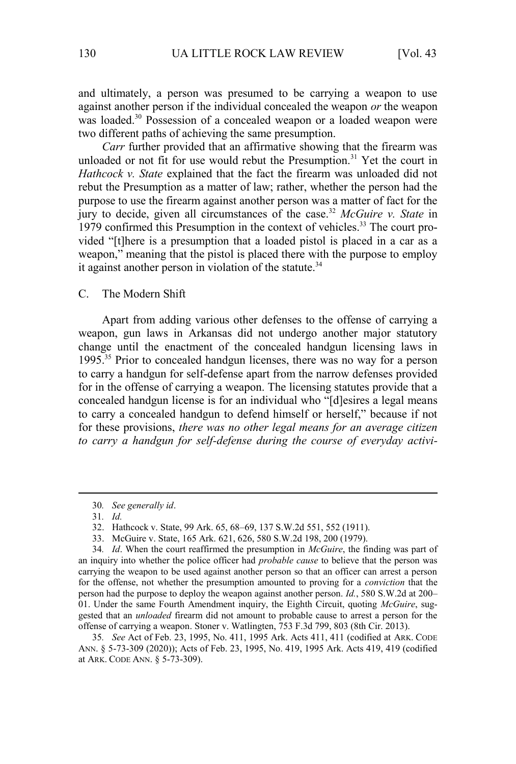and ultimately, a person was presumed to be carrying a weapon to use against another person if the individual concealed the weapon *or* the weapon was loaded.[30] Possession of a concealed weapon or a loaded weapon were two different paths of achieving the same presumption.

*Carr* further provided that an affirmative showing that the firearm was unloaded or not fit for use would rebut the Presumption.[31] Yet the court in *Hathcock v. State* explained that the fact the firearm was unloaded did not rebut the Presumption as a matter of law; rather, whether the person had the purpose to use the firearm against another person was a matter of fact for the jury to decide, given all circumstances of the case.[32] *McGuire v. State* in 1979 confirmed this Presumption in the context of vehicles.[33] The court provided "[t]here is a presumption that a loaded pistol is placed in a car as a weapon," meaning that the pistol is placed there with the purpose to employ it against another person in violation of the statute.[34]

### C. The Modern Shift

Apart from adding various other defenses to the offense of carrying a weapon, gun laws in Arkansas did not undergo another major statutory change until the enactment of the concealed handgun licensing laws in 1995.[35] Prior to concealed handgun licenses, there was no way for a person to carry a handgun for self-defense apart from the narrow defenses provided for in the offense of carrying a weapon. The licensing statutes provide that a concealed handgun license is for an individual who "[d]esires a legal means to carry a concealed handgun to defend himself or herself," because if not for these provisions, *there was no other legal means for an average citizen to carry a handgun for self-defense during the course of everyday activi-*

---

30. *See generally id*.

31. *Id.*

32. Hathcock v. State, 99 Ark. 65, 68–69, 137 S.W.2d 551, 552 (1911).

33. McGuire v. State, 165 Ark. 621, 626, 580 S.W.2d 198, 200 (1979).

34. *Id*. When the court reaffirmed the presumption in *McGuire*, the finding was part of an inquiry into whether the police officer had *probable cause* to believe that the person was carrying the weapon to be used against another person so that an officer can arrest a person for the offense, not whether the presumption amounted to proving for a *conviction* that the person had the purpose to deploy the weapon against another person. *Id.*, 580 S.W.2d at 200–01. Under the same Fourth Amendment inquiry, the Eighth Circuit, quoting *McGuire*, suggested that an *unloaded* firearm did not amount to probable cause to arrest a person for the offense of carrying a weapon. Stoner v. Watlingten, 753 F.3d 799, 803 (8th Cir. 2013).

35. *See* Act of Feb. 23, 1995, No. 411, 1995 Ark. Acts 411, 411 (codified at ARK. CODE ANN. § 5-73-309 (2020)); Acts of Feb. 23, 1995, No. 419, 1995 Ark. Acts 419, 419 (codified at ARK. CODE ANN. § 5-73-309).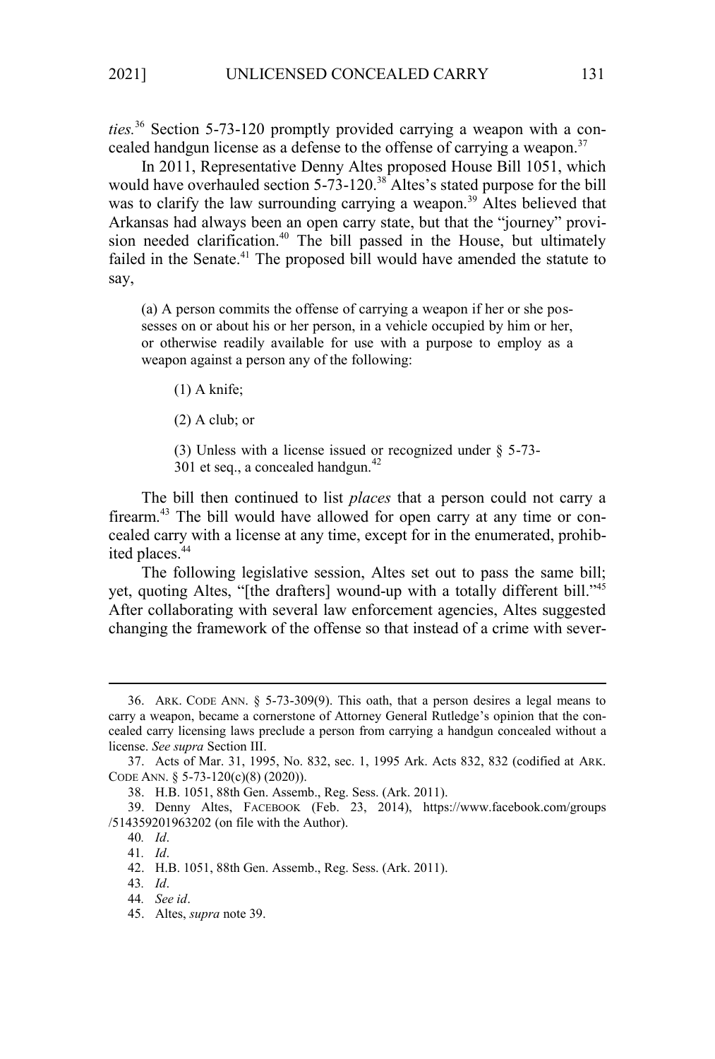*ties.*[36] Section 5-73-120 promptly provided carrying a weapon with a concealed handgun license as a defense to the offense of carrying a weapon.[37]

In 2011, Representative Denny Altes proposed House Bill 1051, which would have overhauled section 5-73-120.[38] Altes's stated purpose for the bill was to clarify the law surrounding carrying a weapon.[39] Altes believed that Arkansas had always been an open carry state, but that the "journey" provision needed clarification.[40] The bill passed in the House, but ultimately failed in the Senate.[41] The proposed bill would have amended the statute to say,

> (a) A person commits the offense of carrying a weapon if her or she possesses on or about his or her person, in a vehicle occupied by him or her, or otherwise readily available for use with a purpose to employ as a weapon against a person any of the following:
>
> (1) A knife;
>
> (2) A club; or
>
> (3) Unless with a license issued or recognized under § 5-73-301 et seq., a concealed handgun.[42]

The bill then continued to list *places* that a person could not carry a firearm.[43] The bill would have allowed for open carry at any time or concealed carry with a license at any time, except for in the enumerated, prohibited places.[44]

The following legislative session, Altes set out to pass the same bill; yet, quoting Altes, "[the drafters] wound-up with a totally different bill."[45] After collaborating with several law enforcement agencies, Altes suggested changing the framework of the offense so that instead of a crime with sever-

---

36. ARK. CODE ANN. § 5-73-309(9). This oath, that a person desires a legal means to carry a weapon, became a cornerstone of Attorney General Rutledge's opinion that the concealed carry licensing laws preclude a person from carrying a handgun concealed without a license. *See supra* Section III.

37. Acts of Mar. 31, 1995, No. 832, sec. 1, 1995 Ark. Acts 832, 832 (codified at ARK. CODE ANN. § 5-73-120(c)(8) (2020)).

38. H.B. 1051, 88th Gen. Assemb., Reg. Sess. (Ark. 2011).

39. Denny Altes, FACEBOOK (Feb. 23, 2014), https://www.facebook.com/groups/514359201963202 (on file with the Author).

40. *Id*.

41. *Id*.

42. H.B. 1051, 88th Gen. Assemb., Reg. Sess. (Ark. 2011).

43. *Id*.

44. *See id*.

45. Altes, *supra* note 39.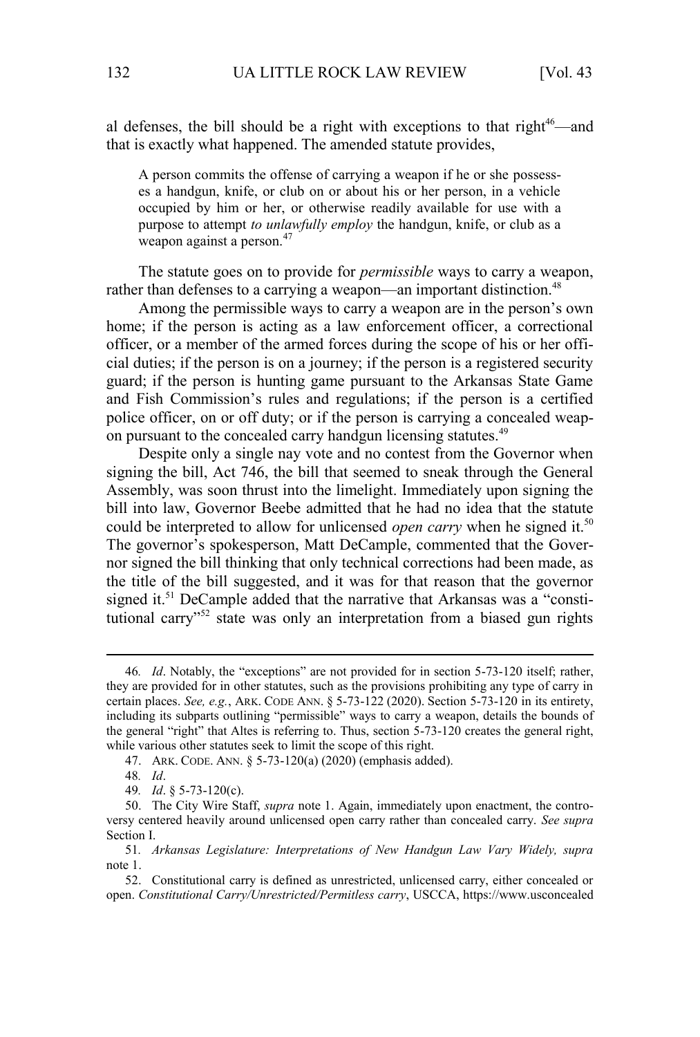al defenses, the bill should be a right with exceptions to that right[46]—and that is exactly what happened. The amended statute provides,

> A person commits the offense of carrying a weapon if he or she possesses a handgun, knife, or club on or about his or her person, in a vehicle occupied by him or her, or otherwise readily available for use with a purpose to attempt *to unlawfully employ* the handgun, knife, or club as a weapon against a person.[47]

The statute goes on to provide for *permissible* ways to carry a weapon, rather than defenses to a carrying a weapon—an important distinction.[48]

Among the permissible ways to carry a weapon are in the person's own home; if the person is acting as a law enforcement officer, a correctional officer, or a member of the armed forces during the scope of his or her official duties; if the person is on a journey; if the person is a registered security guard; if the person is hunting game pursuant to the Arkansas State Game and Fish Commission's rules and regulations; if the person is a certified police officer, on or off duty; or if the person is carrying a concealed weapon pursuant to the concealed carry handgun licensing statutes.[49]

Despite only a single nay vote and no contest from the Governor when signing the bill, Act 746, the bill that seemed to sneak through the General Assembly, was soon thrust into the limelight. Immediately upon signing the bill into law, Governor Beebe admitted that he had no idea that the statute could be interpreted to allow for unlicensed *open carry* when he signed it.[50] The governor's spokesperson, Matt DeCample, commented that the Governor signed the bill thinking that only technical corrections had been made, as the title of the bill suggested, and it was for that reason that the governor signed it.[51] DeCample added that the narrative that Arkansas was a "constitutional carry"[52] state was only an interpretation from a biased gun rights

---

46. *Id*. Notably, the "exceptions" are not provided for in section 5-73-120 itself; rather, they are provided for in other statutes, such as the provisions prohibiting any type of carry in certain places. *See, e.g.*, ARK. CODE ANN. § 5-73-122 (2020). Section 5-73-120 in its entirety, including its subparts outlining "permissible" ways to carry a weapon, details the bounds of the general "right" that Altes is referring to. Thus, section 5-73-120 creates the general right, while various other statutes seek to limit the scope of this right.

47. ARK. CODE. ANN. § 5-73-120(a) (2020) (emphasis added).

48. *Id*.

49. *Id*. § 5-73-120(c).

50. The City Wire Staff, *supra* note 1. Again, immediately upon enactment, the controversy centered heavily around unlicensed open carry rather than concealed carry. *See supra* Section I.

51. *Arkansas Legislature: Interpretations of New Handgun Law Vary Widely, supra* note 1.

52. Constitutional carry is defined as unrestricted, unlicensed carry, either concealed or open. *Constitutional Carry/Unrestricted/Permitless carry*, USCCA, https://www.usconcealed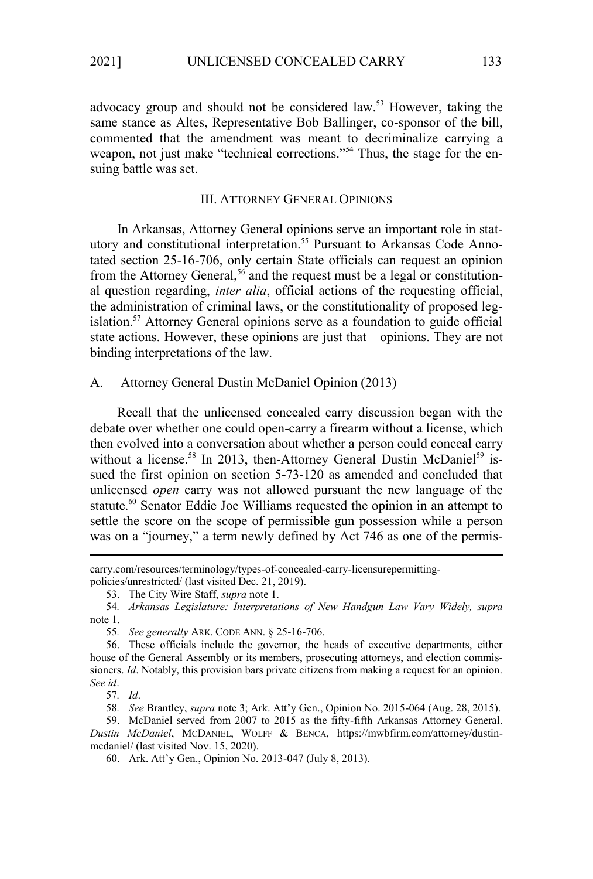advocacy group and should not be considered law.[53] However, taking the same stance as Altes, Representative Bob Ballinger, co-sponsor of the bill, commented that the amendment was meant to decriminalize carrying a weapon, not just make "technical corrections."[54] Thus, the stage for the ensuing battle was set.

## III. ATTORNEY GENERAL OPINIONS

In Arkansas, Attorney General opinions serve an important role in statutory and constitutional interpretation.[55] Pursuant to Arkansas Code Annotated section 25-16-706, only certain State officials can request an opinion from the Attorney General,[56] and the request must be a legal or constitutional question regarding, *inter alia*, official actions of the requesting official, the administration of criminal laws, or the constitutionality of proposed legislation.[57] Attorney General opinions serve as a foundation to guide official state actions. However, these opinions are just that—opinions. They are not binding interpretations of the law.

### A. Attorney General Dustin McDaniel Opinion (2013)

Recall that the unlicensed concealed carry discussion began with the debate over whether one could open-carry a firearm without a license, which then evolved into a conversation about whether a person could conceal carry without a license.[58] In 2013, then-Attorney General Dustin McDaniel[59] issued the first opinion on section 5-73-120 as amended and concluded that unlicensed *open* carry was not allowed pursuant the new language of the statute.[60] Senator Eddie Joe Williams requested the opinion in an attempt to settle the score on the scope of permissible gun possession while a person was on a "journey," a term newly defined by Act 746 as one of the permis-

---

carry.com/resources/terminology/types-of-concealed-carry-licensurepermitting-policies/unrestricted/ (last visited Dec. 21, 2019).

53. The City Wire Staff, *supra* note 1.

54. *Arkansas Legislature: Interpretations of New Handgun Law Vary Widely*, *supra* note 1.

55. *See generally* ARK. CODE ANN. § 25-16-706.

56. These officials include the governor, the heads of executive departments, either house of the General Assembly or its members, prosecuting attorneys, and election commissioners. *Id*. Notably, this provision bars private citizens from making a request for an opinion. *See id*.

57. *Id*.

58. *See* Brantley, *supra* note 3; Ark. Att'y Gen., Opinion No. 2015-064 (Aug. 28, 2015).

59. McDaniel served from 2007 to 2015 as the fifty-fifth Arkansas Attorney General. *Dustin McDaniel*, MCDANIEL, WOLFF & BENCA, https://mwbfirm.com/attorney/dustin-mcdaniel/ (last visited Nov. 15, 2020).

60. Ark. Att'y Gen., Opinion No. 2013-047 (July 8, 2013).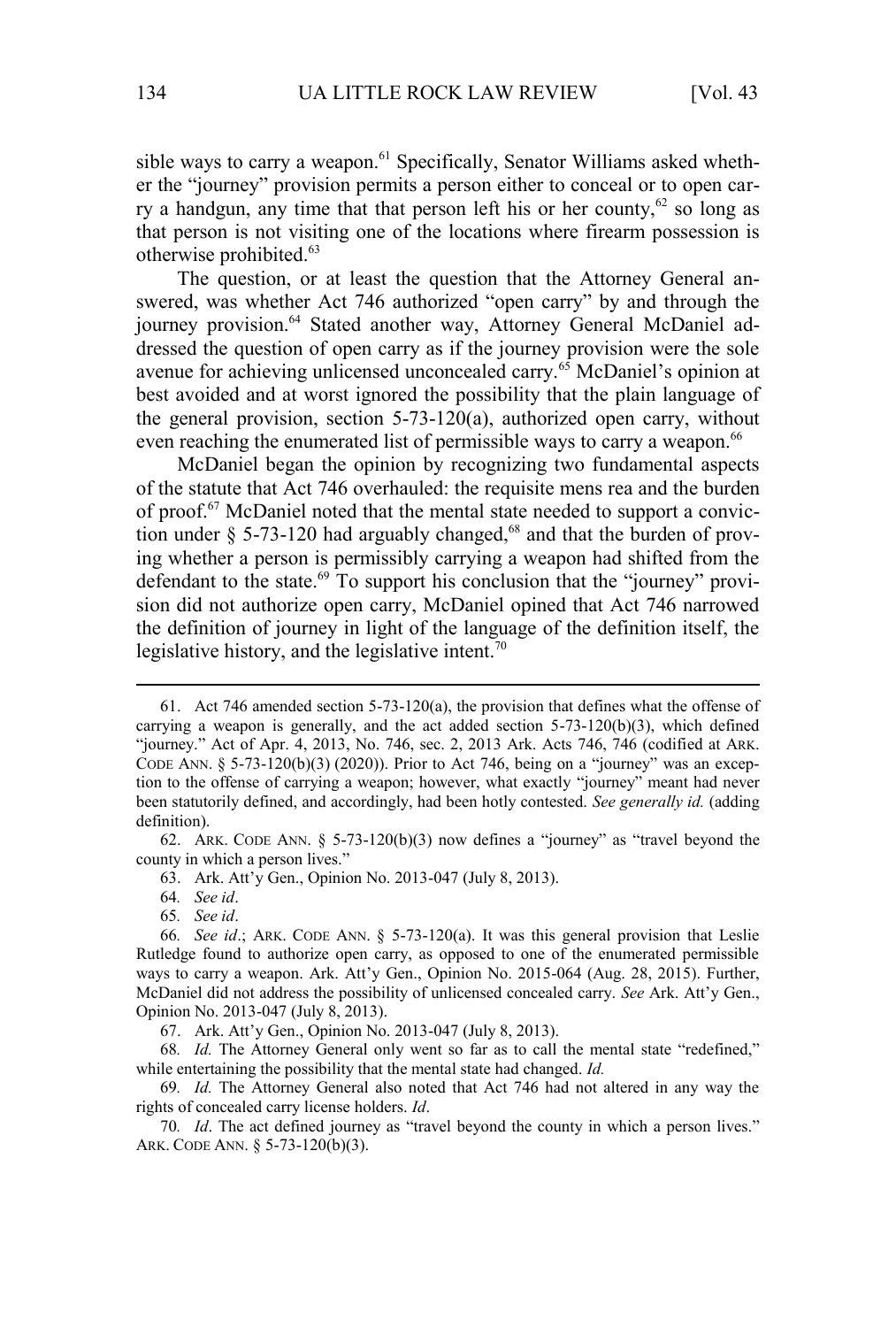sible ways to carry a weapon.[61] Specifically, Senator Williams asked whether the "journey" provision permits a person either to conceal or to open carry a handgun, any time that that person left his or her county,[62] so long as that person is not visiting one of the locations where firearm possession is otherwise prohibited.[63]

The question, or at least the question that the Attorney General answered, was whether Act 746 authorized "open carry" by and through the journey provision.[64] Stated another way, Attorney General McDaniel addressed the question of open carry as if the journey provision were the sole avenue for achieving unlicensed unconcealed carry.[65] McDaniel's opinion at best avoided and at worst ignored the possibility that the plain language of the general provision, section 5-73-120(a), authorized open carry, without even reaching the enumerated list of permissible ways to carry a weapon.[66]

McDaniel began the opinion by recognizing two fundamental aspects of the statute that Act 746 overhauled: the requisite mens rea and the burden of proof.[67] McDaniel noted that the mental state needed to support a conviction under § 5-73-120 had arguably changed,[68] and that the burden of proving whether a person is permissibly carrying a weapon had shifted from the defendant to the state.[69] To support his conclusion that the "journey" provision did not authorize open carry, McDaniel opined that Act 746 narrowed the definition of journey in light of the language of the definition itself, the legislative history, and the legislative intent.[70]

---

61. Act 746 amended section 5-73-120(a), the provision that defines what the offense of carrying a weapon is generally, and the act added section 5-73-120(b)(3), which defined "journey." Act of Apr. 4, 2013, No. 746, sec. 2, 2013 Ark. Acts 746, 746 (codified at ARK. CODE ANN. § 5-73-120(b)(3) (2020)). Prior to Act 746, being on a "journey" was an exception to the offense of carrying a weapon; however, what exactly "journey" meant had never been statutorily defined, and accordingly, had been hotly contested. *See generally id.* (adding definition).

62. ARK. CODE ANN. § 5-73-120(b)(3) now defines a "journey" as "travel beyond the county in which a person lives."

63. Ark. Att'y Gen., Opinion No. 2013-047 (July 8, 2013).

64. *See id*.

65. *See id*.

66. *See id*.; ARK. CODE ANN. § 5-73-120(a). It was this general provision that Leslie Rutledge found to authorize open carry, as opposed to one of the enumerated permissible ways to carry a weapon. Ark. Att'y Gen., Opinion No. 2015-064 (Aug. 28, 2015). Further, McDaniel did not address the possibility of unlicensed concealed carry. *See* Ark. Att'y Gen., Opinion No. 2013-047 (July 8, 2013).

67. Ark. Att'y Gen., Opinion No. 2013-047 (July 8, 2013).

68. *Id.* The Attorney General only went so far as to call the mental state "redefined," while entertaining the possibility that the mental state had changed. *Id.*

69. *Id.* The Attorney General also noted that Act 746 had not altered in any way the rights of concealed carry license holders. *Id*.

70. *Id*. The act defined journey as "travel beyond the county in which a person lives." ARK. CODE ANN. § 5-73-120(b)(3).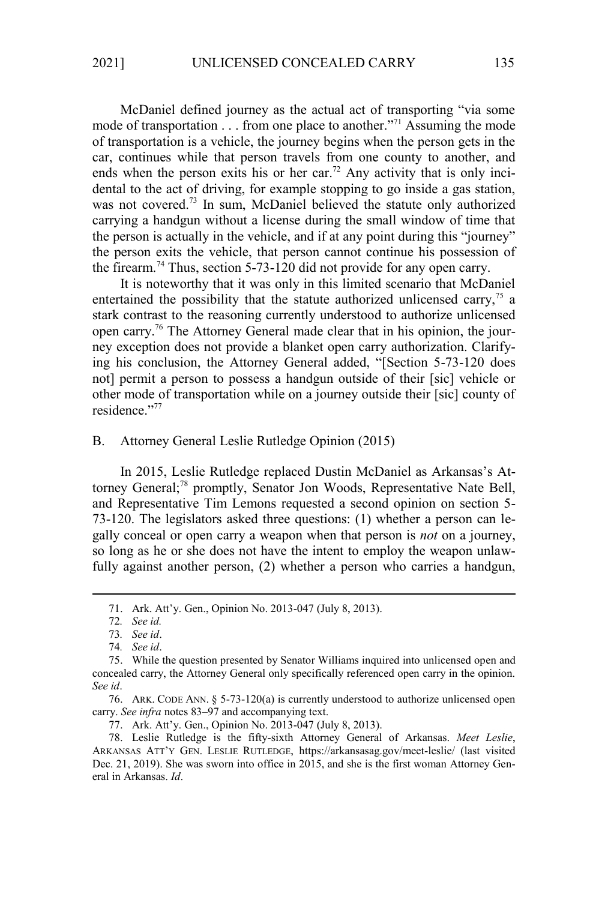McDaniel defined journey as the actual act of transporting "via some mode of transportation . . . from one place to another."[71] Assuming the mode of transportation is a vehicle, the journey begins when the person gets in the car, continues while that person travels from one county to another, and ends when the person exits his or her car.[72] Any activity that is only incidental to the act of driving, for example stopping to go inside a gas station, was not covered.[73] In sum, McDaniel believed the statute only authorized carrying a handgun without a license during the small window of time that the person is actually in the vehicle, and if at any point during this "journey" the person exits the vehicle, that person cannot continue his possession of the firearm.[74] Thus, section 5-73-120 did not provide for any open carry.

It is noteworthy that it was only in this limited scenario that McDaniel entertained the possibility that the statute authorized unlicensed carry,[75] a stark contrast to the reasoning currently understood to authorize unlicensed open carry.[76] The Attorney General made clear that in his opinion, the journey exception does not provide a blanket open carry authorization. Clarifying his conclusion, the Attorney General added, "[Section 5-73-120 does not] permit a person to possess a handgun outside of their [sic] vehicle or other mode of transportation while on a journey outside their [sic] county of residence."[77]

## B. Attorney General Leslie Rutledge Opinion (2015)

In 2015, Leslie Rutledge replaced Dustin McDaniel as Arkansas's Attorney General;[78] promptly, Senator Jon Woods, Representative Nate Bell, and Representative Tim Lemons requested a second opinion on section 5-73-120. The legislators asked three questions: (1) whether a person can legally conceal or open carry a weapon when that person is *not* on a journey, so long as he or she does not have the intent to employ the weapon unlawfully against another person, (2) whether a person who carries a handgun,

---

71. Ark. Att'y. Gen., Opinion No. 2013-047 (July 8, 2013).

72. *See id.*

73. *See id*.

74. *See id*.

75. While the question presented by Senator Williams inquired into unlicensed open and concealed carry, the Attorney General only specifically referenced open carry in the opinion. *See id*.

76. ARK. CODE ANN. § 5-73-120(a) is currently understood to authorize unlicensed open carry. *See infra* notes 83–97 and accompanying text.

77. Ark. Att'y. Gen., Opinion No. 2013-047 (July 8, 2013).

78. Leslie Rutledge is the fifty-sixth Attorney General of Arkansas. *Meet Leslie*, ARKANSAS ATT'Y GEN. LESLIE RUTLEDGE, https://arkansasag.gov/meet-leslie/ (last visited Dec. 21, 2019). She was sworn into office in 2015, and she is the first woman Attorney General in Arkansas. *Id*.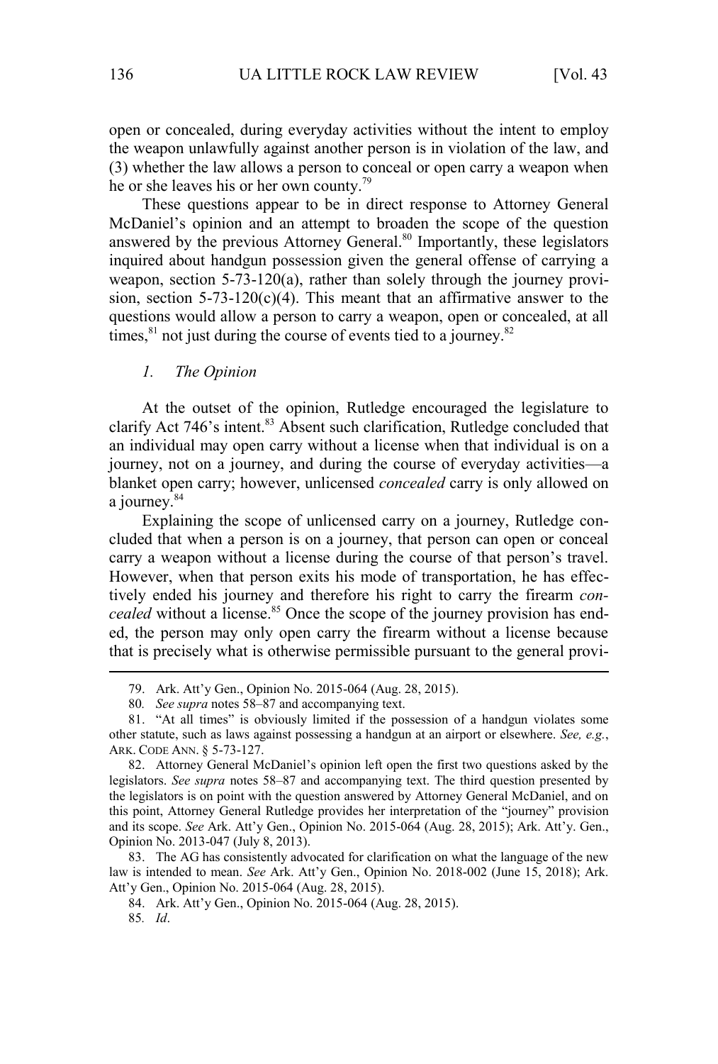open or concealed, during everyday activities without the intent to employ the weapon unlawfully against another person is in violation of the law, and (3) whether the law allows a person to conceal or open carry a weapon when he or she leaves his or her own county.[79]

These questions appear to be in direct response to Attorney General McDaniel's opinion and an attempt to broaden the scope of the question answered by the previous Attorney General.[80] Importantly, these legislators inquired about handgun possession given the general offense of carrying a weapon, section 5-73-120(a), rather than solely through the journey provision, section 5-73-120(c)(4). This meant that an affirmative answer to the questions would allow a person to carry a weapon, open or concealed, at all times,[81] not just during the course of events tied to a journey.[82]

### *1. The Opinion*

At the outset of the opinion, Rutledge encouraged the legislature to clarify Act 746's intent.[83] Absent such clarification, Rutledge concluded that an individual may open carry without a license when that individual is on a journey, not on a journey, and during the course of everyday activities—a blanket open carry; however, unlicensed *concealed* carry is only allowed on a journey.[84]

Explaining the scope of unlicensed carry on a journey, Rutledge concluded that when a person is on a journey, that person can open or conceal carry a weapon without a license during the course of that person's travel. However, when that person exits his mode of transportation, he has effectively ended his journey and therefore his right to carry the firearm *concealed* without a license.[85] Once the scope of the journey provision has ended, the person may only open carry the firearm without a license because that is precisely what is otherwise permissible pursuant to the general provi-

---

79. Ark. Att'y Gen., Opinion No. 2015-064 (Aug. 28, 2015).

80. *See supra* notes 58–87 and accompanying text.

81. "At all times" is obviously limited if the possession of a handgun violates some other statute, such as laws against possessing a handgun at an airport or elsewhere. *See, e.g.*, ARK. CODE ANN. § 5-73-127.

82. Attorney General McDaniel's opinion left open the first two questions asked by the legislators. *See supra* notes 58–87 and accompanying text. The third question presented by the legislators is on point with the question answered by Attorney General McDaniel, and on this point, Attorney General Rutledge provides her interpretation of the "journey" provision and its scope. *See* Ark. Att'y Gen., Opinion No. 2015-064 (Aug. 28, 2015); Ark. Att'y. Gen., Opinion No. 2013-047 (July 8, 2013).

83. The AG has consistently advocated for clarification on what the language of the new law is intended to mean. *See* Ark. Att'y Gen., Opinion No. 2018-002 (June 15, 2018); Ark. Att'y Gen., Opinion No. 2015-064 (Aug. 28, 2015).

84. Ark. Att'y Gen., Opinion No. 2015-064 (Aug. 28, 2015).

85. *Id*.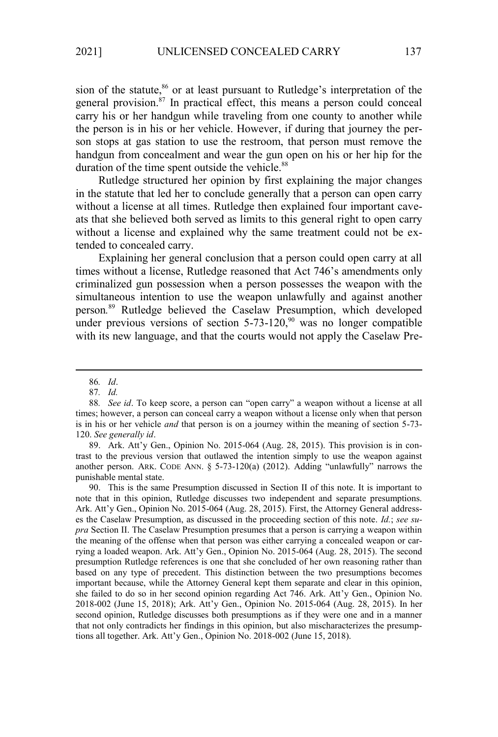sion of the statute,[86] or at least pursuant to Rutledge's interpretation of the general provision.[87] In practical effect, this means a person could conceal carry his or her handgun while traveling from one county to another while the person is in his or her vehicle. However, if during that journey the person stops at gas station to use the restroom, that person must remove the handgun from concealment and wear the gun open on his or her hip for the duration of the time spent outside the vehicle.[88]

Rutledge structured her opinion by first explaining the major changes in the statute that led her to conclude generally that a person can open carry without a license at all times. Rutledge then explained four important caveats that she believed both served as limits to this general right to open carry without a license and explained why the same treatment could not be extended to concealed carry.

Explaining her general conclusion that a person could open carry at all times without a license, Rutledge reasoned that Act 746's amendments only criminalized gun possession when a person possesses the weapon with the simultaneous intention to use the weapon unlawfully and against another person.[89] Rutledge believed the Caselaw Presumption, which developed under previous versions of section 5-73-120,[90] was no longer compatible with its new language, and that the courts would not apply the Caselaw Pre-

---

86. *Id*.

87. *Id.*

88. *See id*. To keep score, a person can "open carry" a weapon without a license at all times; however, a person can conceal carry a weapon without a license only when that person is in his or her vehicle *and* that person is on a journey within the meaning of section 5-73-120. *See generally id*.

89. Ark. Att'y Gen., Opinion No. 2015-064 (Aug. 28, 2015). This provision is in contrast to the previous version that outlawed the intention simply to use the weapon against another person. ARK. CODE ANN. § 5-73-120(a) (2012). Adding "unlawfully" narrows the punishable mental state.

90. This is the same Presumption discussed in Section II of this note. It is important to note that in this opinion, Rutledge discusses two independent and separate presumptions. Ark. Att'y Gen., Opinion No. 2015-064 (Aug. 28, 2015). First, the Attorney General addresses the Caselaw Presumption, as discussed in the proceeding section of this note. *Id.*; *see supra* Section II. The Caselaw Presumption presumes that a person is carrying a weapon within the meaning of the offense when that person was either carrying a concealed weapon or carrying a loaded weapon. Ark. Att'y Gen., Opinion No. 2015-064 (Aug. 28, 2015). The second presumption Rutledge references is one that she concluded of her own reasoning rather than based on any type of precedent. This distinction between the two presumptions becomes important because, while the Attorney General kept them separate and clear in this opinion, she failed to do so in her second opinion regarding Act 746. Ark. Att'y Gen., Opinion No. 2018-002 (June 15, 2018); Ark. Att'y Gen., Opinion No. 2015-064 (Aug. 28, 2015). In her second opinion, Rutledge discusses both presumptions as if they were one and in a manner that not only contradicts her findings in this opinion, but also mischaracterizes the presumptions all together. Ark. Att'y Gen., Opinion No. 2018-002 (June 15, 2018).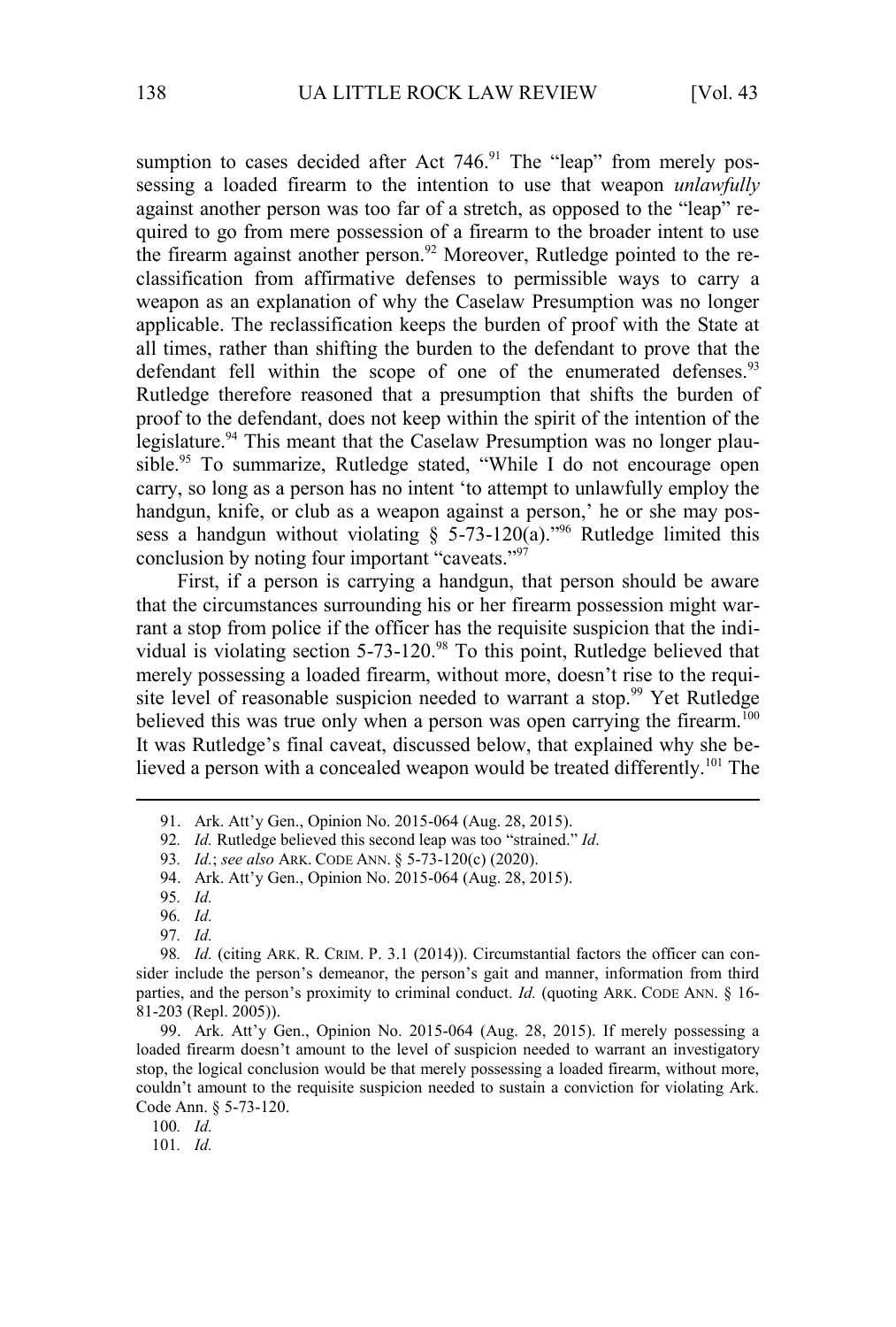sumption to cases decided after Act 746.[91] The "leap" from merely possessing a loaded firearm to the intention to use that weapon *unlawfully* against another person was too far of a stretch, as opposed to the "leap" required to go from mere possession of a firearm to the broader intent to use the firearm against another person.[92] Moreover, Rutledge pointed to the reclassification from affirmative defenses to permissible ways to carry a weapon as an explanation of why the Caselaw Presumption was no longer applicable. The reclassification keeps the burden of proof with the State at all times, rather than shifting the burden to the defendant to prove that the defendant fell within the scope of one of the enumerated defenses.[93] Rutledge therefore reasoned that a presumption that shifts the burden of proof to the defendant, does not keep within the spirit of the intention of the legislature.[94] This meant that the Caselaw Presumption was no longer plausible.[95] To summarize, Rutledge stated, "While I do not encourage open carry, so long as a person has no intent 'to attempt to unlawfully employ the handgun, knife, or club as a weapon against a person,' he or she may possess a handgun without violating § 5-73-120(a)."[96] Rutledge limited this conclusion by noting four important "caveats."[97]

First, if a person is carrying a handgun, that person should be aware that the circumstances surrounding his or her firearm possession might warrant a stop from police if the officer has the requisite suspicion that the individual is violating section 5-73-120.[98] To this point, Rutledge believed that merely possessing a loaded firearm, without more, doesn't rise to the requisite level of reasonable suspicion needed to warrant a stop.[99] Yet Rutledge believed this was true only when a person was open carrying the firearm.[100] It was Rutledge's final caveat, discussed below, that explained why she believed a person with a concealed weapon would be treated differently.[101] The

---

91. Ark. Att'y Gen., Opinion No. 2015-064 (Aug. 28, 2015).

92. *Id.* Rutledge believed this second leap was too "strained." *Id*.

93. *Id.*; *see also* ARK. CODE ANN. § 5-73-120(c) (2020).

94. Ark. Att'y Gen., Opinion No. 2015-064 (Aug. 28, 2015).

95. *Id.*

96. *Id.*

97. *Id.*

98. *Id.* (citing ARK. R. CRIM. P. 3.1 (2014)). Circumstantial factors the officer can consider include the person's demeanor, the person's gait and manner, information from third parties, and the person's proximity to criminal conduct. *Id.* (quoting ARK. CODE ANN. § 16-81-203 (Repl. 2005)).

99. Ark. Att'y Gen., Opinion No. 2015-064 (Aug. 28, 2015). If merely possessing a loaded firearm doesn't amount to the level of suspicion needed to warrant an investigatory stop, the logical conclusion would be that merely possessing a loaded firearm, without more, couldn't amount to the requisite suspicion needed to sustain a conviction for violating Ark. Code Ann. § 5-73-120.

100. *Id.*

101. *Id.*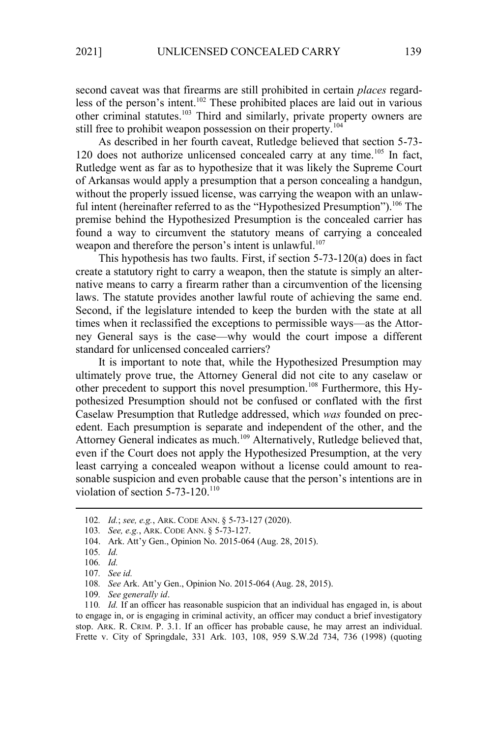second caveat was that firearms are still prohibited in certain *places* regardless of the person's intent.[102] These prohibited places are laid out in various other criminal statutes.[103] Third and similarly, private property owners are still free to prohibit weapon possession on their property.[104]

As described in her fourth caveat, Rutledge believed that section 5-73-120 does not authorize unlicensed concealed carry at any time.[105] In fact, Rutledge went as far as to hypothesize that it was likely the Supreme Court of Arkansas would apply a presumption that a person concealing a handgun, without the properly issued license, was carrying the weapon with an unlawful intent (hereinafter referred to as the "Hypothesized Presumption").[106] The premise behind the Hypothesized Presumption is the concealed carrier has found a way to circumvent the statutory means of carrying a concealed weapon and therefore the person's intent is unlawful.[107]

This hypothesis has two faults. First, if section 5-73-120(a) does in fact create a statutory right to carry a weapon, then the statute is simply an alternative means to carry a firearm rather than a circumvention of the licensing laws. The statute provides another lawful route of achieving the same end. Second, if the legislature intended to keep the burden with the state at all times when it reclassified the exceptions to permissible ways—as the Attorney General says is the case—why would the court impose a different standard for unlicensed concealed carriers?

It is important to note that, while the Hypothesized Presumption may ultimately prove true, the Attorney General did not cite to any caselaw or other precedent to support this novel presumption.[108] Furthermore, this Hypothesized Presumption should not be confused or conflated with the first Caselaw Presumption that Rutledge addressed, which *was* founded on precedent. Each presumption is separate and independent of the other, and the Attorney General indicates as much.[109] Alternatively, Rutledge believed that, even if the Court does not apply the Hypothesized Presumption, at the very least carrying a concealed weapon without a license could amount to reasonable suspicion and even probable cause that the person's intentions are in violation of section 5-73-120.[110]

---

102. *Id.*; *see, e.g.*, ARK. CODE ANN. § 5-73-127 (2020).

103. *See, e.g.*, ARK. CODE ANN. § 5-73-127.

104. Ark. Att'y Gen., Opinion No. 2015-064 (Aug. 28, 2015).

105. *Id.*

106. *Id.*

107. *See id.*

108. *See* Ark. Att'y Gen., Opinion No. 2015-064 (Aug. 28, 2015).

109. *See generally id*.

110. *Id.* If an officer has reasonable suspicion that an individual has engaged in, is about to engage in, or is engaging in criminal activity, an officer may conduct a brief investigatory stop. ARK. R. CRIM. P. 3.1. If an officer has probable cause, he may arrest an individual. Frette v. City of Springdale, 331 Ark. 103, 108, 959 S.W.2d 734, 736 (1998) (quoting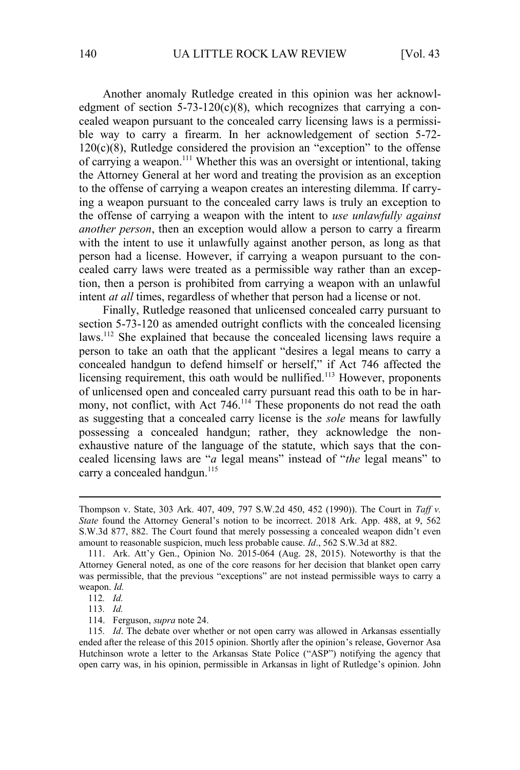Another anomaly Rutledge created in this opinion was her acknowledgment of section 5-73-120(c)(8), which recognizes that carrying a concealed weapon pursuant to the concealed carry licensing laws is a permissible way to carry a firearm. In her acknowledgement of section 5-72-120(c)(8), Rutledge considered the provision an "exception" to the offense of carrying a weapon.[111] Whether this was an oversight or intentional, taking the Attorney General at her word and treating the provision as an exception to the offense of carrying a weapon creates an interesting dilemma. If carrying a weapon pursuant to the concealed carry laws is truly an exception to the offense of carrying a weapon with the intent to *use unlawfully against another person*, then an exception would allow a person to carry a firearm with the intent to use it unlawfully against another person, as long as that person had a license. However, if carrying a weapon pursuant to the concealed carry laws were treated as a permissible way rather than an exception, then a person is prohibited from carrying a weapon with an unlawful intent *at all* times, regardless of whether that person had a license or not.

Finally, Rutledge reasoned that unlicensed concealed carry pursuant to section 5-73-120 as amended outright conflicts with the concealed licensing laws.[112] She explained that because the concealed licensing laws require a person to take an oath that the applicant "desires a legal means to carry a concealed handgun to defend himself or herself," if Act 746 affected the licensing requirement, this oath would be nullified.[113] However, proponents of unlicensed open and concealed carry pursuant read this oath to be in harmony, not conflict, with Act 746.[114] These proponents do not read the oath as suggesting that a concealed carry license is the *sole* means for lawfully possessing a concealed handgun; rather, they acknowledge the non-exhaustive nature of the language of the statute, which says that the concealed licensing laws are "*a* legal means" instead of "*the* legal means" to carry a concealed handgun.[115]

---

Thompson v. State, 303 Ark. 407, 409, 797 S.W.2d 450, 452 (1990)). The Court in *Taff v. State* found the Attorney General's notion to be incorrect. 2018 Ark. App. 488, at 9, 562 S.W.3d 877, 882. The Court found that merely possessing a concealed weapon didn't even amount to reasonable suspicion, much less probable cause. *Id*., 562 S.W.3d at 882.

111. Ark. Att'y Gen., Opinion No. 2015-064 (Aug. 28, 2015). Noteworthy is that the Attorney General noted, as one of the core reasons for her decision that blanket open carry was permissible, that the previous "exceptions" are not instead permissible ways to carry a weapon. *Id.*

112. *Id.*

113. *Id.*

114. Ferguson, *supra* note 24.

115. *Id*. The debate over whether or not open carry was allowed in Arkansas essentially ended after the release of this 2015 opinion. Shortly after the opinion's release, Governor Asa Hutchinson wrote a letter to the Arkansas State Police ("ASP") notifying the agency that open carry was, in his opinion, permissible in Arkansas in light of Rutledge's opinion. John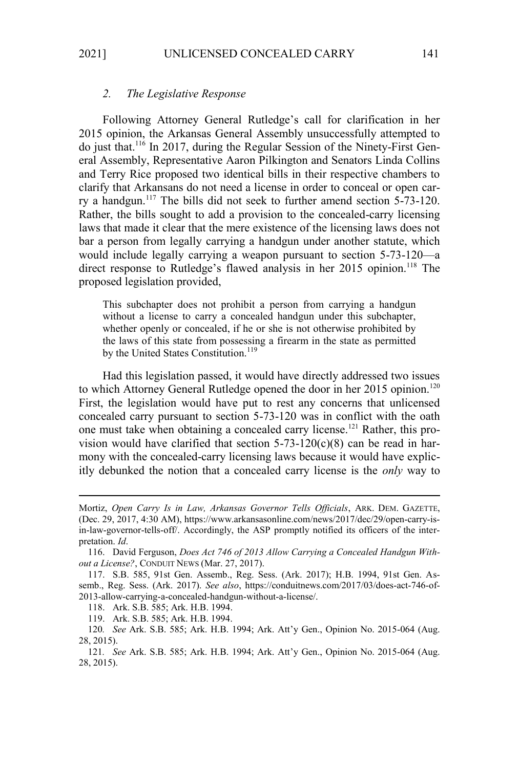### 2. *The Legislative Response*

Following Attorney General Rutledge's call for clarification in her 2015 opinion, the Arkansas General Assembly unsuccessfully attempted to do just that.[116] In 2017, during the Regular Session of the Ninety-First General Assembly, Representative Aaron Pilkington and Senators Linda Collins and Terry Rice proposed two identical bills in their respective chambers to clarify that Arkansans do not need a license in order to conceal or open carry a handgun.[117] The bills did not seek to further amend section 5-73-120. Rather, the bills sought to add a provision to the concealed-carry licensing laws that made it clear that the mere existence of the licensing laws does not bar a person from legally carrying a handgun under another statute, which would include legally carrying a weapon pursuant to section 5-73-120—a direct response to Rutledge's flawed analysis in her 2015 opinion.[118] The proposed legislation provided,

> This subchapter does not prohibit a person from carrying a handgun without a license to carry a concealed handgun under this subchapter, whether openly or concealed, if he or she is not otherwise prohibited by the laws of this state from possessing a firearm in the state as permitted by the United States Constitution.[119]

Had this legislation passed, it would have directly addressed two issues to which Attorney General Rutledge opened the door in her 2015 opinion.[120] First, the legislation would have put to rest any concerns that unlicensed concealed carry pursuant to section 5-73-120 was in conflict with the oath one must take when obtaining a concealed carry license.[121] Rather, this provision would have clarified that section 5-73-120(c)(8) can be read in harmony with the concealed-carry licensing laws because it would have explicitly debunked the notion that a concealed carry license is the *only* way to

---

Mortiz, *Open Carry Is in Law, Arkansas Governor Tells Officials*, ARK. DEM. GAZETTE, (Dec. 29, 2017, 4:30 AM), https://www.arkansasonline.com/news/2017/dec/29/open-carry-is-in-law-governor-tells-off/. Accordingly, the ASP promptly notified its officers of the interpretation. *Id*.

116. David Ferguson, *Does Act 746 of 2013 Allow Carrying a Concealed Handgun Without a License?*, CONDUIT NEWS (Mar. 27, 2017).

117. S.B. 585, 91st Gen. Assemb., Reg. Sess. (Ark. 2017); H.B. 1994, 91st Gen. Assemb., Reg. Sess. (Ark. 2017). *See also*, https://conduitnews.com/2017/03/does-act-746-of-2013-allow-carrying-a-concealed-handgun-without-a-license/.

118. Ark. S.B. 585; Ark. H.B. 1994.

119. Ark. S.B. 585; Ark. H.B. 1994.

120. *See* Ark. S.B. 585; Ark. H.B. 1994; Ark. Att'y Gen., Opinion No. 2015-064 (Aug. 28, 2015).

121. *See* Ark. S.B. 585; Ark. H.B. 1994; Ark. Att'y Gen., Opinion No. 2015-064 (Aug. 28, 2015).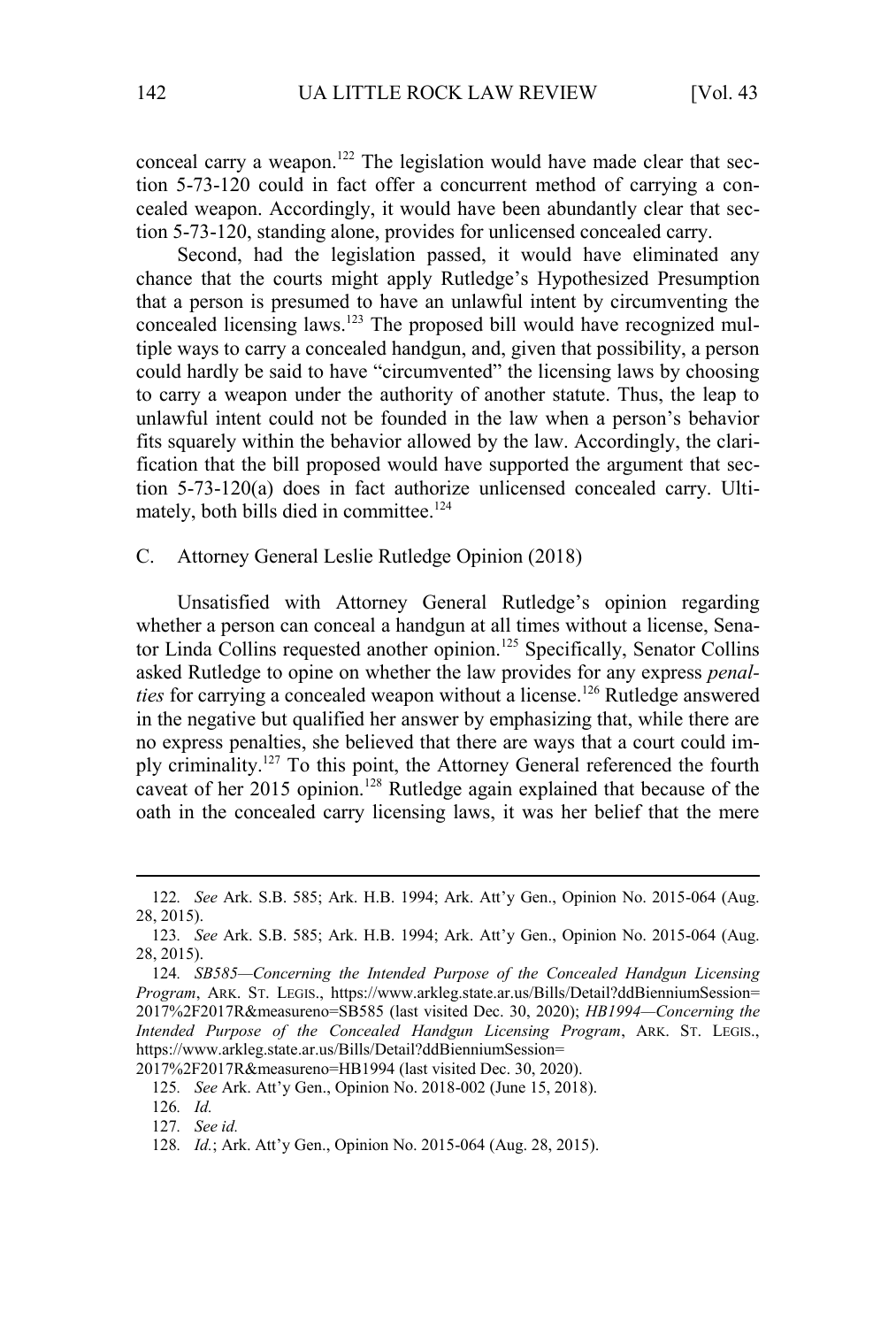conceal carry a weapon.[122] The legislation would have made clear that section 5-73-120 could in fact offer a concurrent method of carrying a concealed weapon. Accordingly, it would have been abundantly clear that section 5-73-120, standing alone, provides for unlicensed concealed carry.

Second, had the legislation passed, it would have eliminated any chance that the courts might apply Rutledge's Hypothesized Presumption that a person is presumed to have an unlawful intent by circumventing the concealed licensing laws.[123] The proposed bill would have recognized multiple ways to carry a concealed handgun, and, given that possibility, a person could hardly be said to have "circumvented" the licensing laws by choosing to carry a weapon under the authority of another statute. Thus, the leap to unlawful intent could not be founded in the law when a person's behavior fits squarely within the behavior allowed by the law. Accordingly, the clarification that the bill proposed would have supported the argument that section 5-73-120(a) does in fact authorize unlicensed concealed carry. Ultimately, both bills died in committee.[124]

### C. Attorney General Leslie Rutledge Opinion (2018)

Unsatisfied with Attorney General Rutledge's opinion regarding whether a person can conceal a handgun at all times without a license, Senator Linda Collins requested another opinion.[125] Specifically, Senator Collins asked Rutledge to opine on whether the law provides for any express *penalties* for carrying a concealed weapon without a license.[126] Rutledge answered in the negative but qualified her answer by emphasizing that, while there are no express penalties, she believed that there are ways that a court could imply criminality.[127] To this point, the Attorney General referenced the fourth caveat of her 2015 opinion.[128] Rutledge again explained that because of the oath in the concealed carry licensing laws, it was her belief that the mere

---

122. *See* Ark. S.B. 585; Ark. H.B. 1994; Ark. Att'y Gen., Opinion No. 2015-064 (Aug. 28, 2015).

123. *See* Ark. S.B. 585; Ark. H.B. 1994; Ark. Att'y Gen., Opinion No. 2015-064 (Aug. 28, 2015).

124. *SB585—Concerning the Intended Purpose of the Concealed Handgun Licensing Program*, ARK. ST. LEGIS., https://www.arkleg.state.ar.us/Bills/Detail?ddBienniumSession=2017%2F2017R&measureno=SB585 (last visited Dec. 30, 2020); *HB1994—Concerning the Intended Purpose of the Concealed Handgun Licensing Program*, ARK. ST. LEGIS., https://www.arkleg.state.ar.us/Bills/Detail?ddBienniumSession=2017%2F2017R&measureno=HB1994 (last visited Dec. 30, 2020).

125. *See* Ark. Att'y Gen., Opinion No. 2018-002 (June 15, 2018).

126. *Id.*

127. *See id.*

128. *Id.*; Ark. Att'y Gen., Opinion No. 2015-064 (Aug. 28, 2015).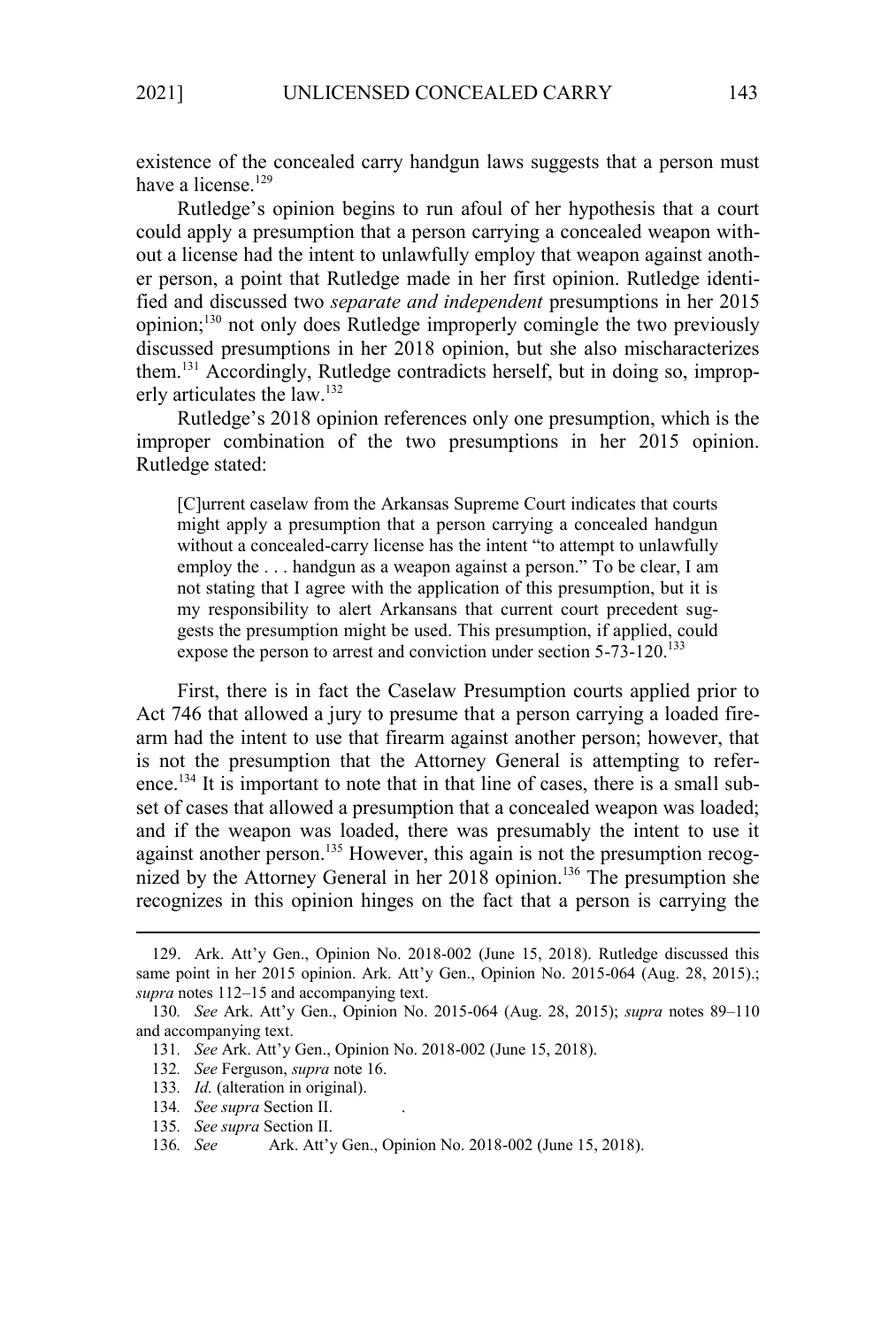existence of the concealed carry handgun laws suggests that a person must have a license.[129]

Rutledge's opinion begins to run afoul of her hypothesis that a court could apply a presumption that a person carrying a concealed weapon without a license had the intent to unlawfully employ that weapon against another person, a point that Rutledge made in her first opinion. Rutledge identified and discussed two *separate and independent* presumptions in her 2015 opinion;[130] not only does Rutledge improperly comingle the two previously discussed presumptions in her 2018 opinion, but she also mischaracterizes them.[131] Accordingly, Rutledge contradicts herself, but in doing so, improperly articulates the law.[132]

Rutledge's 2018 opinion references only one presumption, which is the improper combination of the two presumptions in her 2015 opinion. Rutledge stated:

> [C]urrent caselaw from the Arkansas Supreme Court indicates that courts might apply a presumption that a person carrying a concealed handgun without a concealed-carry license has the intent "to attempt to unlawfully employ the . . . handgun as a weapon against a person." To be clear, I am not stating that I agree with the application of this presumption, but it is my responsibility to alert Arkansans that current court precedent suggests the presumption might be used. This presumption, if applied, could expose the person to arrest and conviction under section 5-73-120.[133]

First, there is in fact the Caselaw Presumption courts applied prior to Act 746 that allowed a jury to presume that a person carrying a loaded firearm had the intent to use that firearm against another person; however, that is not the presumption that the Attorney General is attempting to reference.[134] It is important to note that in that line of cases, there is a small subset of cases that allowed a presumption that a concealed weapon was loaded; and if the weapon was loaded, there was presumably the intent to use it against another person.[135] However, this again is not the presumption recognized by the Attorney General in her 2018 opinion.[136] The presumption she recognizes in this opinion hinges on the fact that a person is carrying the

---

129. Ark. Att'y Gen., Opinion No. 2018-002 (June 15, 2018). Rutledge discussed this same point in her 2015 opinion. Ark. Att'y Gen., Opinion No. 2015-064 (Aug. 28, 2015).; *supra* notes 112–15 and accompanying text.

130. *See* Ark. Att'y Gen., Opinion No. 2015-064 (Aug. 28, 2015); *supra* notes 89–110 and accompanying text.

131. *See* Ark. Att'y Gen., Opinion No. 2018-002 (June 15, 2018).

132. *See* Ferguson, *supra* note 16.

133. *Id.* (alteration in original).

134. *See supra* Section II.

135. *See supra* Section II.

136. *See* Ark. Att'y Gen., Opinion No. 2018-002 (June 15, 2018).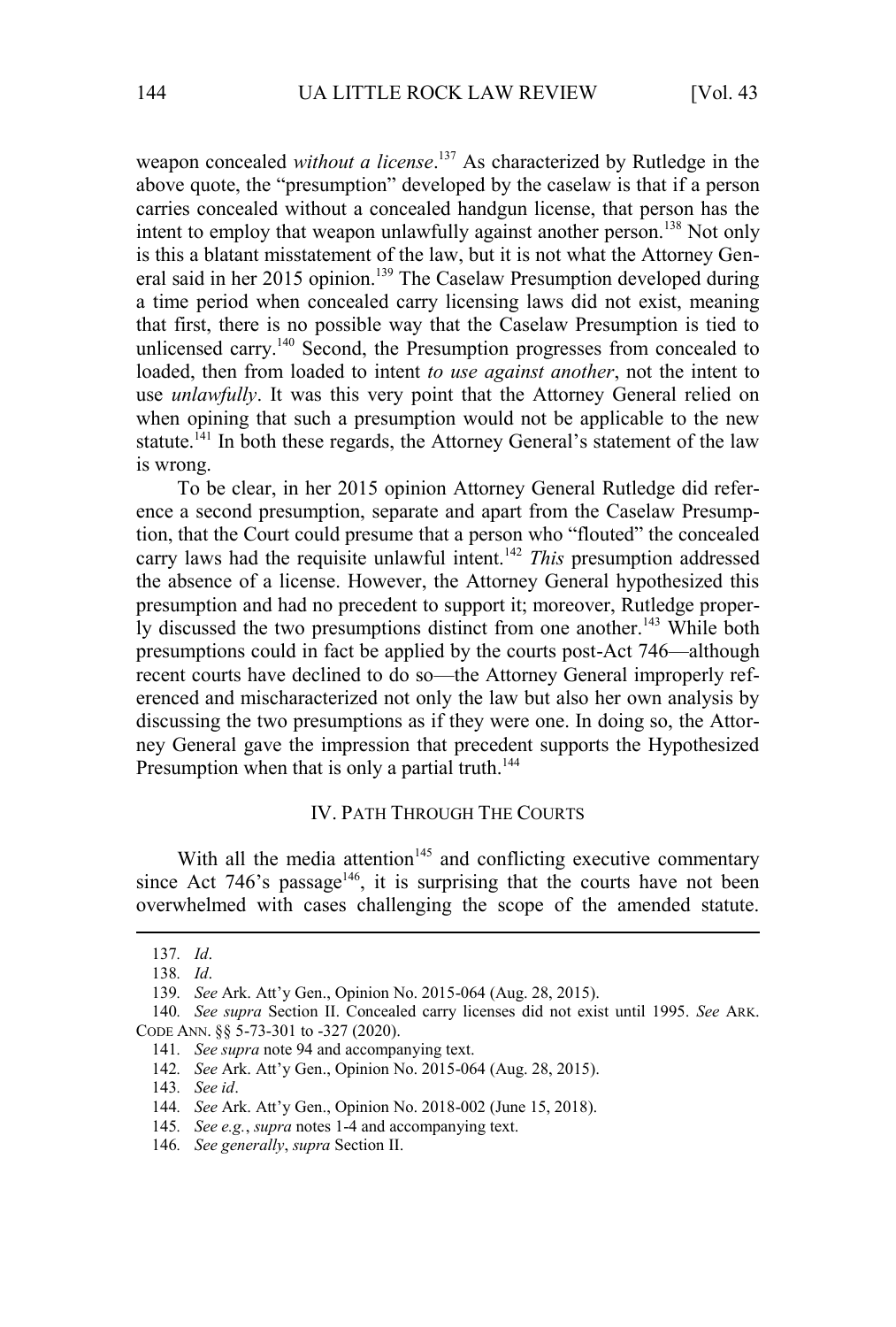weapon concealed *without a license*.[137] As characterized by Rutledge in the above quote, the "presumption" developed by the caselaw is that if a person carries concealed without a concealed handgun license, that person has the intent to employ that weapon unlawfully against another person.[138] Not only is this a blatant misstatement of the law, but it is not what the Attorney General said in her 2015 opinion.[139] The Caselaw Presumption developed during a time period when concealed carry licensing laws did not exist, meaning that first, there is no possible way that the Caselaw Presumption is tied to unlicensed carry.[140] Second, the Presumption progresses from concealed to loaded, then from loaded to intent *to use against another*, not the intent to use *unlawfully*. It was this very point that the Attorney General relied on when opining that such a presumption would not be applicable to the new statute.[141] In both these regards, the Attorney General's statement of the law is wrong.

To be clear, in her 2015 opinion Attorney General Rutledge did reference a second presumption, separate and apart from the Caselaw Presumption, that the Court could presume that a person who "flouted" the concealed carry laws had the requisite unlawful intent.[142] *This* presumption addressed the absence of a license. However, the Attorney General hypothesized this presumption and had no precedent to support it; moreover, Rutledge properly discussed the two presumptions distinct from one another.[143] While both presumptions could in fact be applied by the courts post-Act 746—although recent courts have declined to do so—the Attorney General improperly referenced and mischaracterized not only the law but also her own analysis by discussing the two presumptions as if they were one. In doing so, the Attorney General gave the impression that precedent supports the Hypothesized Presumption when that is only a partial truth.[144]

## IV. PATH THROUGH THE COURTS

With all the media attention[145] and conflicting executive commentary since Act 746's passage[146], it is surprising that the courts have not been overwhelmed with cases challenging the scope of the amended statute.

---

137. *Id*.

138. *Id*.

139. *See* Ark. Att'y Gen., Opinion No. 2015-064 (Aug. 28, 2015).

140. *See supra* Section II. Concealed carry licenses did not exist until 1995. *See* ARK. CODE ANN. §§ 5-73-301 to -327 (2020).

141. *See supra* note 94 and accompanying text.

142. *See* Ark. Att'y Gen., Opinion No. 2015-064 (Aug. 28, 2015).

143. *See id*.

144. *See* Ark. Att'y Gen., Opinion No. 2018-002 (June 15, 2018).

145. *See e.g.*, *supra* notes 1-4 and accompanying text.

146. *See generally*, *supra* Section II.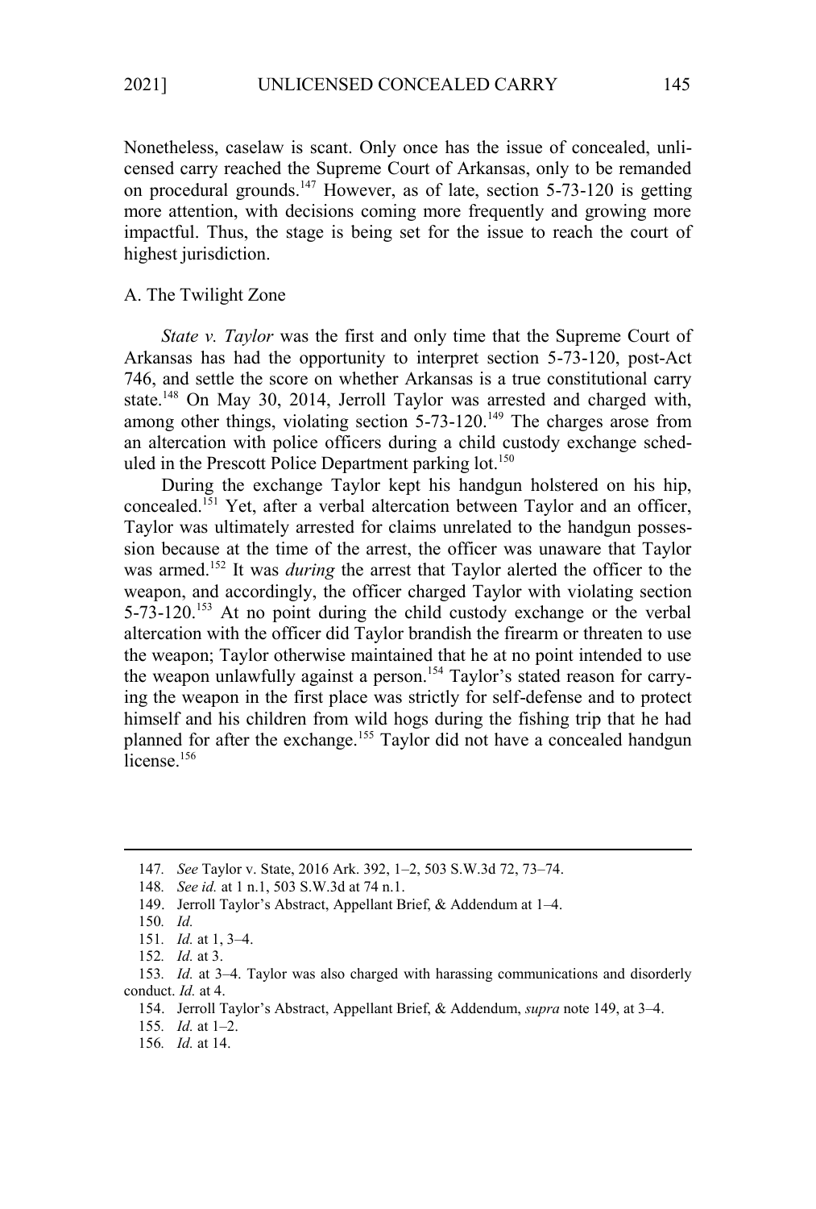Nonetheless, caselaw is scant. Only once has the issue of concealed, unlicensed carry reached the Supreme Court of Arkansas, only to be remanded on procedural grounds.[147] However, as of late, section 5-73-120 is getting more attention, with decisions coming more frequently and growing more impactful. Thus, the stage is being set for the issue to reach the court of highest jurisdiction.

### A. The Twilight Zone

*State v. Taylor* was the first and only time that the Supreme Court of Arkansas has had the opportunity to interpret section 5-73-120, post-Act 746, and settle the score on whether Arkansas is a true constitutional carry state.[148] On May 30, 2014, Jerroll Taylor was arrested and charged with, among other things, violating section 5-73-120.[149] The charges arose from an altercation with police officers during a child custody exchange scheduled in the Prescott Police Department parking lot.[150]

During the exchange Taylor kept his handgun holstered on his hip, concealed.[151] Yet, after a verbal altercation between Taylor and an officer, Taylor was ultimately arrested for claims unrelated to the handgun possession because at the time of the arrest, the officer was unaware that Taylor was armed.[152] It was *during* the arrest that Taylor alerted the officer to the weapon, and accordingly, the officer charged Taylor with violating section 5-73-120.[153] At no point during the child custody exchange or the verbal altercation with the officer did Taylor brandish the firearm or threaten to use the weapon; Taylor otherwise maintained that he at no point intended to use the weapon unlawfully against a person.[154] Taylor's stated reason for carrying the weapon in the first place was strictly for self-defense and to protect himself and his children from wild hogs during the fishing trip that he had planned for after the exchange.[155] Taylor did not have a concealed handgun license.[156]

---

147. *See* Taylor v. State, 2016 Ark. 392, 1–2, 503 S.W.3d 72, 73–74.

148. *See id.* at 1 n.1, 503 S.W.3d at 74 n.1.

149. Jerroll Taylor's Abstract, Appellant Brief, & Addendum at 1–4.

150. *Id.*

151. *Id.* at 1, 3–4.

152. *Id.* at 3.

153. *Id.* at 3–4. Taylor was also charged with harassing communications and disorderly conduct. *Id.* at 4.

154. Jerroll Taylor's Abstract, Appellant Brief, & Addendum, *supra* note 149, at 3–4.

155. *Id.* at 1–2.

156. *Id.* at 14.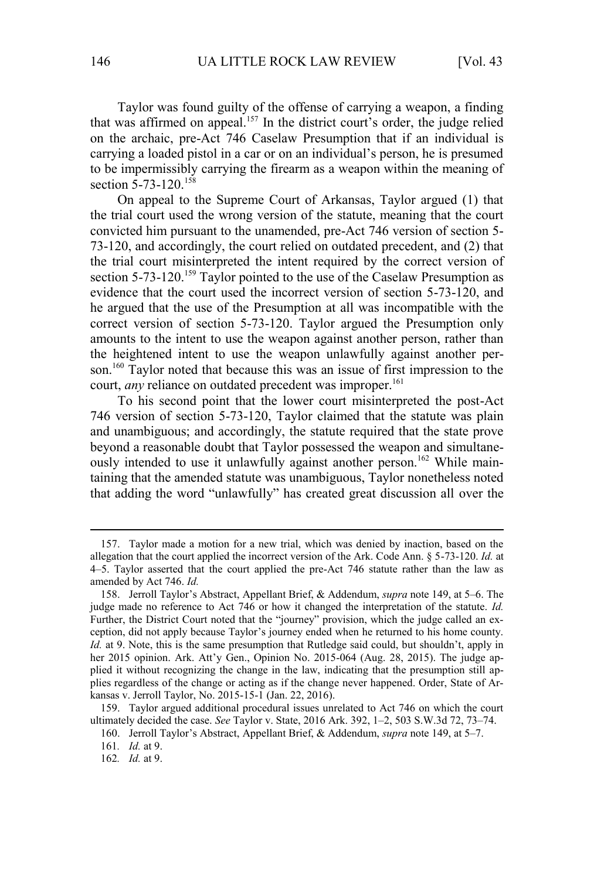Taylor was found guilty of the offense of carrying a weapon, a finding that was affirmed on appeal.[157] In the district court's order, the judge relied on the archaic, pre-Act 746 Caselaw Presumption that if an individual is carrying a loaded pistol in a car or on an individual's person, he is presumed to be impermissibly carrying the firearm as a weapon within the meaning of section 5-73-120.[158]

On appeal to the Supreme Court of Arkansas, Taylor argued (1) that the trial court used the wrong version of the statute, meaning that the court convicted him pursuant to the unamended, pre-Act 746 version of section 5-73-120, and accordingly, the court relied on outdated precedent, and (2) that the trial court misinterpreted the intent required by the correct version of section 5-73-120.[159] Taylor pointed to the use of the Caselaw Presumption as evidence that the court used the incorrect version of section 5-73-120, and he argued that the use of the Presumption at all was incompatible with the correct version of section 5-73-120. Taylor argued the Presumption only amounts to the intent to use the weapon against another person, rather than the heightened intent to use the weapon unlawfully against another person.[160] Taylor noted that because this was an issue of first impression to the court, *any* reliance on outdated precedent was improper.[161]

To his second point that the lower court misinterpreted the post-Act 746 version of section 5-73-120, Taylor claimed that the statute was plain and unambiguous; and accordingly, the statute required that the state prove beyond a reasonable doubt that Taylor possessed the weapon and simultaneously intended to use it unlawfully against another person.[162] While maintaining that the amended statute was unambiguous, Taylor nonetheless noted that adding the word "unlawfully" has created great discussion all over the

---

157. Taylor made a motion for a new trial, which was denied by inaction, based on the allegation that the court applied the incorrect version of the Ark. Code Ann. § 5-73-120. *Id.* at 4–5. Taylor asserted that the court applied the pre-Act 746 statute rather than the law as amended by Act 746. *Id.*

158. Jerroll Taylor's Abstract, Appellant Brief, & Addendum, *supra* note 149, at 5–6. The judge made no reference to Act 746 or how it changed the interpretation of the statute. *Id.* Further, the District Court noted that the "journey" provision, which the judge called an exception, did not apply because Taylor's journey ended when he returned to his home county. *Id.* at 9. Note, this is the same presumption that Rutledge said could, but shouldn't, apply in her 2015 opinion. Ark. Att'y Gen., Opinion No. 2015-064 (Aug. 28, 2015). The judge applied it without recognizing the change in the law, indicating that the presumption still applies regardless of the change or acting as if the change never happened. Order, State of Arkansas v. Jerroll Taylor, No. 2015-15-1 (Jan. 22, 2016).

159. Taylor argued additional procedural issues unrelated to Act 746 on which the court ultimately decided the case. *See* Taylor v. State, 2016 Ark. 392, 1–2, 503 S.W.3d 72, 73–74.

160. Jerroll Taylor's Abstract, Appellant Brief, & Addendum, *supra* note 149, at 5–7.

161. *Id.* at 9.

162. *Id.* at 9.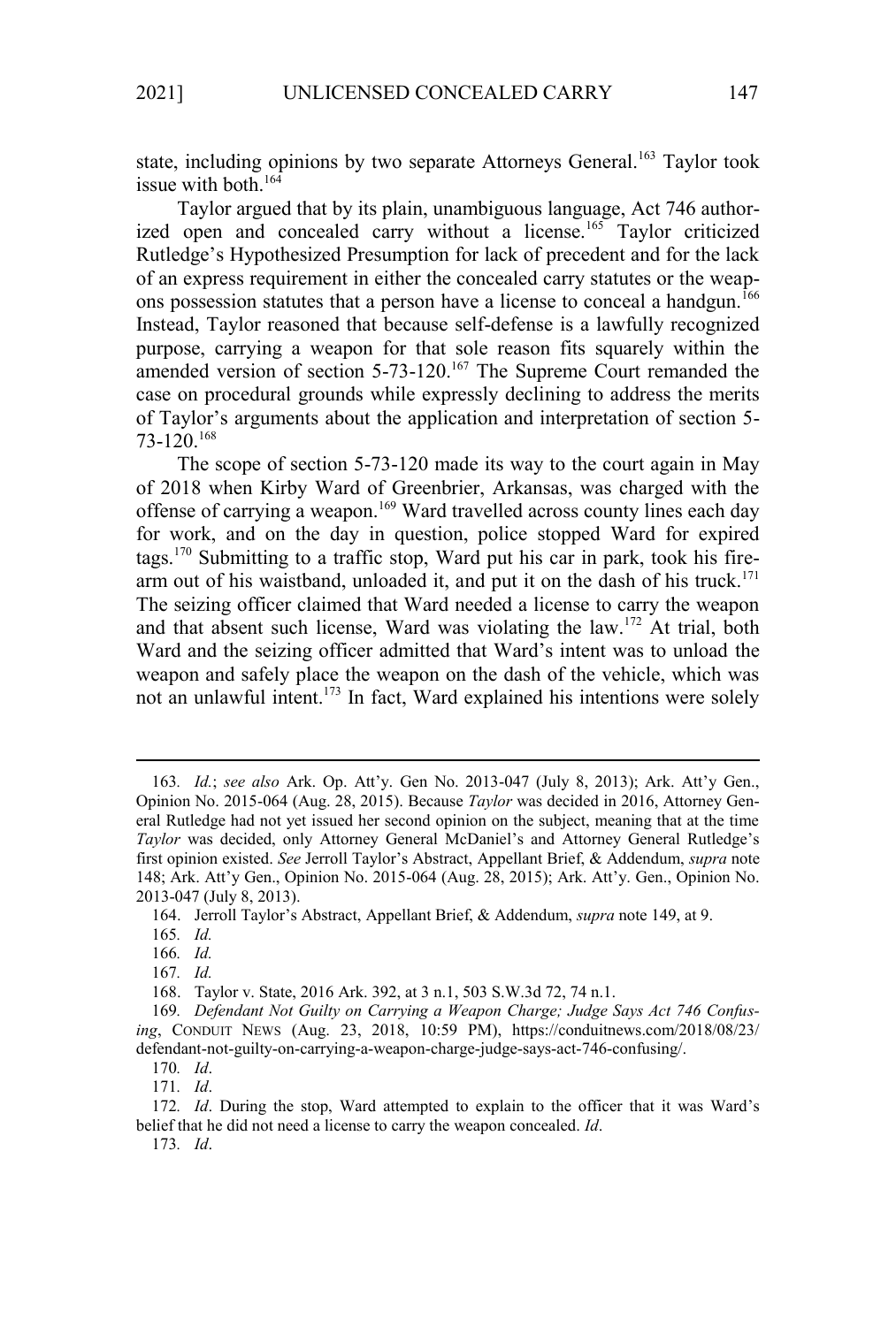state, including opinions by two separate Attorneys General.[163] Taylor took issue with both.[164]

Taylor argued that by its plain, unambiguous language, Act 746 authorized open and concealed carry without a license.[165] Taylor criticized Rutledge's Hypothesized Presumption for lack of precedent and for the lack of an express requirement in either the concealed carry statutes or the weapons possession statutes that a person have a license to conceal a handgun.[166] Instead, Taylor reasoned that because self-defense is a lawfully recognized purpose, carrying a weapon for that sole reason fits squarely within the amended version of section 5-73-120.[167] The Supreme Court remanded the case on procedural grounds while expressly declining to address the merits of Taylor's arguments about the application and interpretation of section 5-73-120.[168]

The scope of section 5-73-120 made its way to the court again in May of 2018 when Kirby Ward of Greenbrier, Arkansas, was charged with the offense of carrying a weapon.[169] Ward travelled across county lines each day for work, and on the day in question, police stopped Ward for expired tags.[170] Submitting to a traffic stop, Ward put his car in park, took his firearm out of his waistband, unloaded it, and put it on the dash of his truck.[171] The seizing officer claimed that Ward needed a license to carry the weapon and that absent such license, Ward was violating the law.[172] At trial, both Ward and the seizing officer admitted that Ward's intent was to unload the weapon and safely place the weapon on the dash of the vehicle, which was not an unlawful intent.[173] In fact, Ward explained his intentions were solely

---

163. *Id.*; *see also* Ark. Op. Att'y. Gen No. 2013-047 (July 8, 2013); Ark. Att'y Gen., Opinion No. 2015-064 (Aug. 28, 2015). Because *Taylor* was decided in 2016, Attorney General Rutledge had not yet issued her second opinion on the subject, meaning that at the time *Taylor* was decided, only Attorney General McDaniel's and Attorney General Rutledge's first opinion existed. *See* Jerroll Taylor's Abstract, Appellant Brief, & Addendum, *supra* note 148; Ark. Att'y Gen., Opinion No. 2015-064 (Aug. 28, 2015); Ark. Att'y. Gen., Opinion No. 2013-047 (July 8, 2013).

164. Jerroll Taylor's Abstract, Appellant Brief, & Addendum, *supra* note 149, at 9.

165. *Id.*

166. *Id.*

167. *Id.*

168. Taylor v. State, 2016 Ark. 392, at 3 n.1, 503 S.W.3d 72, 74 n.1.

169. *Defendant Not Guilty on Carrying a Weapon Charge; Judge Says Act 746 Confusing*, CONDUIT NEWS (Aug. 23, 2018, 10:59 PM), https://conduitnews.com/2018/08/23/defendant-not-guilty-on-carrying-a-weapon-charge-judge-says-act-746-confusing/.

170. *Id*.

171. *Id*.

172. *Id*. During the stop, Ward attempted to explain to the officer that it was Ward's belief that he did not need a license to carry the weapon concealed. *Id*.

173. *Id*.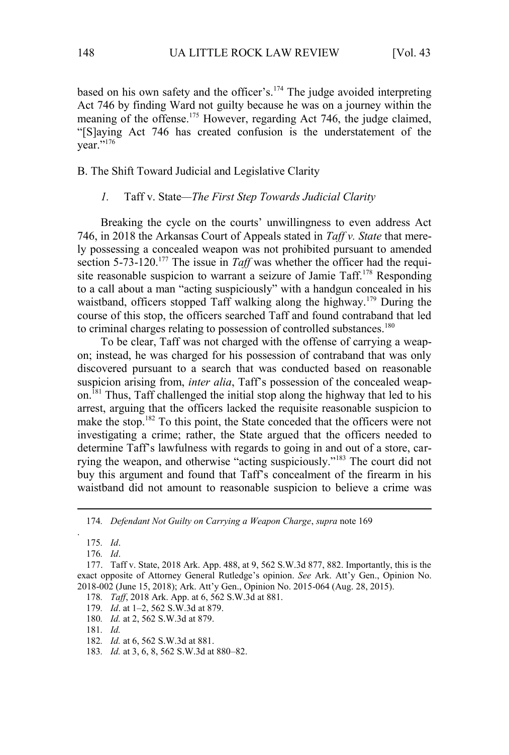based on his own safety and the officer's.[174] The judge avoided interpreting Act 746 by finding Ward not guilty because he was on a journey within the meaning of the offense.[175] However, regarding Act 746, the judge claimed, "[S]aying Act 746 has created confusion is the understatement of the year."[176]

## B. The Shift Toward Judicial and Legislative Clarity

### *1.* Taff v. State—*The First Step Towards Judicial Clarity*

Breaking the cycle on the courts' unwillingness to even address Act 746, in 2018 the Arkansas Court of Appeals stated in *Taff v. State* that merely possessing a concealed weapon was not prohibited pursuant to amended section 5-73-120.[177] The issue in *Taff* was whether the officer had the requisite reasonable suspicion to warrant a seizure of Jamie Taff.[178] Responding to a call about a man "acting suspiciously" with a handgun concealed in his waistband, officers stopped Taff walking along the highway.[179] During the course of this stop, the officers searched Taff and found contraband that led to criminal charges relating to possession of controlled substances.[180]

To be clear, Taff was not charged with the offense of carrying a weapon; instead, he was charged for his possession of contraband that was only discovered pursuant to a search that was conducted based on reasonable suspicion arising from, *inter alia*, Taff's possession of the concealed weapon.[181] Thus, Taff challenged the initial stop along the highway that led to his arrest, arguing that the officers lacked the requisite reasonable suspicion to make the stop.[182] To this point, the State conceded that the officers were not investigating a crime; rather, the State argued that the officers needed to determine Taff's lawfulness with regards to going in and out of a store, carrying the weapon, and otherwise "acting suspiciously."[183] The court did not buy this argument and found that Taff's concealment of the firearm in his waistband did not amount to reasonable suspicion to believe a crime was

---

174. *Defendant Not Guilty on Carrying a Weapon Charge*, *supra* note 169

.

175. *Id*.

176. *Id*.

177. Taff v. State, 2018 Ark. App. 488, at 9, 562 S.W.3d 877, 882. Importantly, this is the exact opposite of Attorney General Rutledge's opinion. *See* Ark. Att'y Gen., Opinion No. 2018-002 (June 15, 2018); Ark. Att'y Gen., Opinion No. 2015-064 (Aug. 28, 2015).

178. *Taff*, 2018 Ark. App. at 6, 562 S.W.3d at 881.

179. *Id*. at 1–2, 562 S.W.3d at 879.

180. *Id.* at 2, 562 S.W.3d at 879.

181. *Id.*

182. *Id.* at 6, 562 S.W.3d at 881.

183. *Id.* at 3, 6, 8, 562 S.W.3d at 880–82.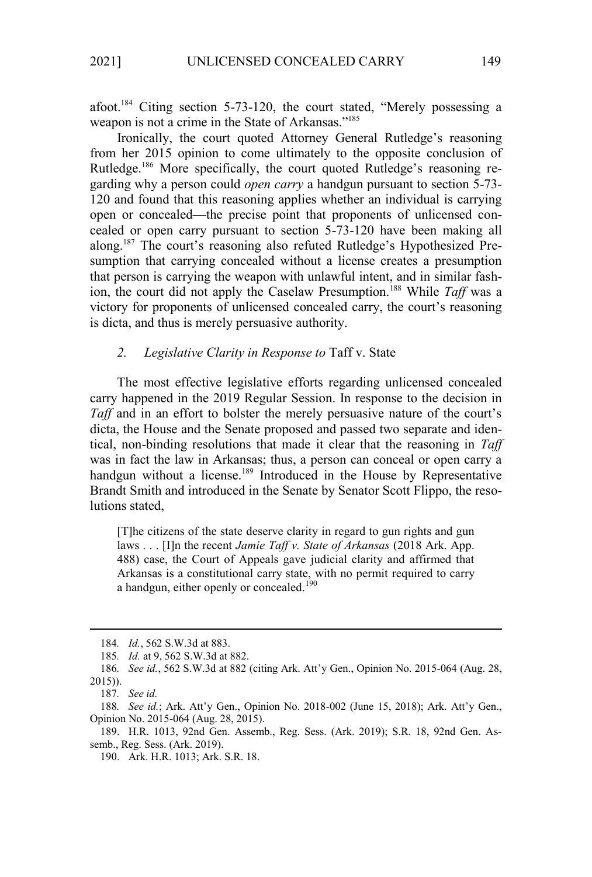afoot.[184] Citing section 5-73-120, the court stated, "Merely possessing a weapon is not a crime in the State of Arkansas."[185]

Ironically, the court quoted Attorney General Rutledge's reasoning from her 2015 opinion to come ultimately to the opposite conclusion of Rutledge.[186] More specifically, the court quoted Rutledge's reasoning regarding why a person could *open carry* a handgun pursuant to section 5-73-120 and found that this reasoning applies whether an individual is carrying open or concealed—the precise point that proponents of unlicensed concealed or open carry pursuant to section 5-73-120 have been making all along.[187] The court's reasoning also refuted Rutledge's Hypothesized Presumption that carrying concealed without a license creates a presumption that person is carrying the weapon with unlawful intent, and in similar fashion, the court did not apply the Caselaw Presumption.[188] While *Taff* was a victory for proponents of unlicensed concealed carry, the court's reasoning is dicta, and thus is merely persuasive authority.

### *2. Legislative Clarity in Response to* Taff v. State

The most effective legislative efforts regarding unlicensed concealed carry happened in the 2019 Regular Session. In response to the decision in *Taff* and in an effort to bolster the merely persuasive nature of the court's dicta, the House and the Senate proposed and passed two separate and identical, non-binding resolutions that made it clear that the reasoning in *Taff* was in fact the law in Arkansas; thus, a person can conceal or open carry a handgun without a license.[189] Introduced in the House by Representative Brandt Smith and introduced in the Senate by Senator Scott Flippo, the resolutions stated,

> [T]he citizens of the state deserve clarity in regard to gun rights and gun laws . . . [I]n the recent *Jamie Taff v. State of Arkansas* (2018 Ark. App. 488) case, the Court of Appeals gave judicial clarity and affirmed that Arkansas is a constitutional carry state, with no permit required to carry a handgun, either openly or concealed.[190]

---

184. *Id.*, 562 S.W.3d at 883.

185. *Id.* at 9, 562 S.W.3d at 882.

186. *See id.*, 562 S.W.3d at 882 (citing Ark. Att'y Gen., Opinion No. 2015-064 (Aug. 28, 2015)).

187. *See id.*

188. *See id.*; Ark. Att'y Gen., Opinion No. 2018-002 (June 15, 2018); Ark. Att'y Gen., Opinion No. 2015-064 (Aug. 28, 2015).

189. H.R. 1013, 92nd Gen. Assemb., Reg. Sess. (Ark. 2019); S.R. 18, 92nd Gen. Assemb., Reg. Sess. (Ark. 2019).

190. Ark. H.R. 1013; Ark. S.R. 18.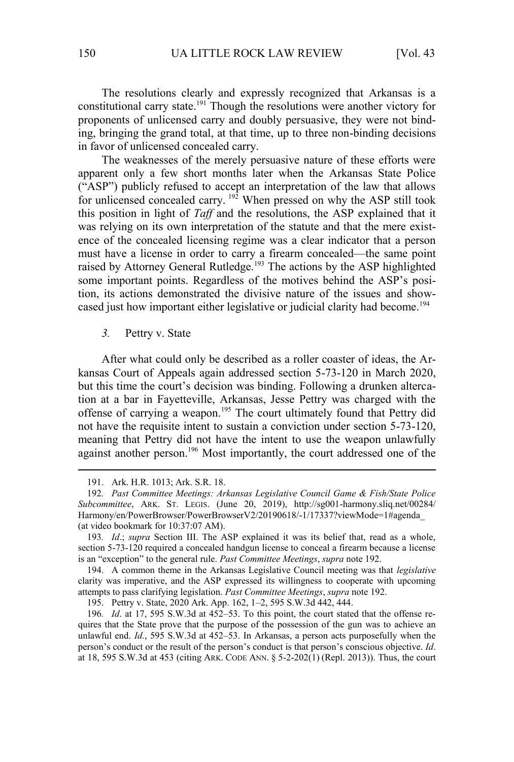The resolutions clearly and expressly recognized that Arkansas is a constitutional carry state.[191] Though the resolutions were another victory for proponents of unlicensed carry and doubly persuasive, they were not binding, bringing the grand total, at that time, up to three non-binding decisions in favor of unlicensed concealed carry.

The weaknesses of the merely persuasive nature of these efforts were apparent only a few short months later when the Arkansas State Police ("ASP") publicly refused to accept an interpretation of the law that allows for unlicensed concealed carry.[192] When pressed on why the ASP still took this position in light of *Taff* and the resolutions, the ASP explained that it was relying on its own interpretation of the statute and that the mere existence of the concealed licensing regime was a clear indicator that a person must have a license in order to carry a firearm concealed—the same point raised by Attorney General Rutledge.[193] The actions by the ASP highlighted some important points. Regardless of the motives behind the ASP's position, its actions demonstrated the divisive nature of the issues and showcased just how important either legislative or judicial clarity had become.[194]

### *3.* Pettry v. State

After what could only be described as a roller coaster of ideas, the Arkansas Court of Appeals again addressed section 5-73-120 in March 2020, but this time the court's decision was binding. Following a drunken altercation at a bar in Fayetteville, Arkansas, Jesse Pettry was charged with the offense of carrying a weapon.[195] The court ultimately found that Pettry did not have the requisite intent to sustain a conviction under section 5-73-120, meaning that Pettry did not have the intent to use the weapon unlawfully against another person.[196] Most importantly, the court addressed one of the

---

191. Ark. H.R. 1013; Ark. S.R. 18.

192. *Past Committee Meetings: Arkansas Legislative Council Game & Fish/State Police Subcommittee*, ARK. ST. LEGIS. (June 20, 2019), http://sg001-harmony.sliq.net/00284/Harmony/en/PowerBrowser/PowerBrowserV2/20190618/-1/17337?viewMode=1#agenda_ (at video bookmark for 10:37:07 AM).

193. *Id*.; *supra* Section III. The ASP explained it was its belief that, read as a whole, section 5-73-120 required a concealed handgun license to conceal a firearm because a license is an "exception" to the general rule. *Past Committee Meetings*, *supra* note 192.

194. A common theme in the Arkansas Legislative Council meeting was that *legislative* clarity was imperative, and the ASP expressed its willingness to cooperate with upcoming attempts to pass clarifying legislation. *Past Committee Meetings*, *supra* note 192.

195. Pettry v. State, 2020 Ark. App. 162, 1–2, 595 S.W.3d 442, 444.

196. *Id*. at 17, 595 S.W.3d at 452–53. To this point, the court stated that the offense requires that the State prove that the purpose of the possession of the gun was to achieve an unlawful end. *Id.*, 595 S.W.3d at 452–53. In Arkansas, a person acts purposefully when the person's conduct or the result of the person's conduct is that person's conscious objective. *Id*. at 18, 595 S.W.3d at 453 (citing ARK. CODE ANN. § 5-2-202(1) (Repl. 2013)). Thus, the court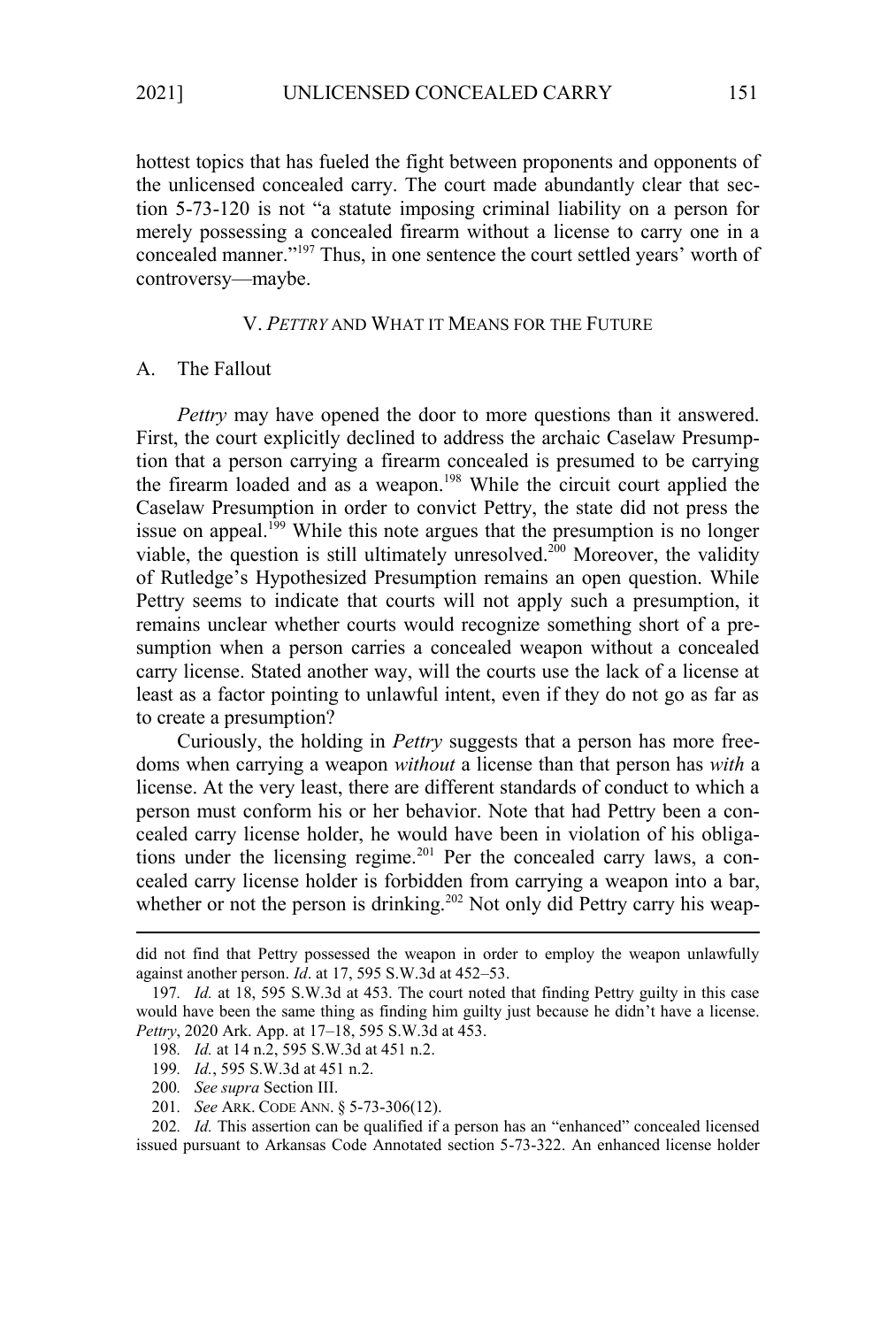hottest topics that has fueled the fight between proponents and opponents of the unlicensed concealed carry. The court made abundantly clear that section 5-73-120 is not "a statute imposing criminal liability on a person for merely possessing a concealed firearm without a license to carry one in a concealed manner."[197] Thus, in one sentence the court settled years' worth of controversy—maybe.

## V. *PETTRY* AND WHAT IT MEANS FOR THE FUTURE

### A. The Fallout

*Pettry* may have opened the door to more questions than it answered. First, the court explicitly declined to address the archaic Caselaw Presumption that a person carrying a firearm concealed is presumed to be carrying the firearm loaded and as a weapon.[198] While the circuit court applied the Caselaw Presumption in order to convict Pettry, the state did not press the issue on appeal.[199] While this note argues that the presumption is no longer viable, the question is still ultimately unresolved.[200] Moreover, the validity of Rutledge's Hypothesized Presumption remains an open question. While Pettry seems to indicate that courts will not apply such a presumption, it remains unclear whether courts would recognize something short of a presumption when a person carries a concealed weapon without a concealed carry license. Stated another way, will the courts use the lack of a license at least as a factor pointing to unlawful intent, even if they do not go as far as to create a presumption?

Curiously, the holding in *Pettry* suggests that a person has more freedoms when carrying a weapon *without* a license than that person has *with* a license. At the very least, there are different standards of conduct to which a person must conform his or her behavior. Note that had Pettry been a concealed carry license holder, he would have been in violation of his obligations under the licensing regime.[201] Per the concealed carry laws, a concealed carry license holder is forbidden from carrying a weapon into a bar, whether or not the person is drinking.[202] Not only did Pettry carry his weap-

---

did not find that Pettry possessed the weapon in order to employ the weapon unlawfully against another person. *Id*. at 17, 595 S.W.3d at 452–53.

197. *Id.* at 18, 595 S.W.3d at 453. The court noted that finding Pettry guilty in this case would have been the same thing as finding him guilty just because he didn't have a license. *Pettry*, 2020 Ark. App. at 17–18, 595 S.W.3d at 453.

198. *Id.* at 14 n.2, 595 S.W.3d at 451 n.2.

199. *Id.*, 595 S.W.3d at 451 n.2.

200. *See supra* Section III.

201. *See* ARK. CODE ANN. § 5-73-306(12).

202. *Id.* This assertion can be qualified if a person has an "enhanced" concealed licensed issued pursuant to Arkansas Code Annotated section 5-73-322. An enhanced license holder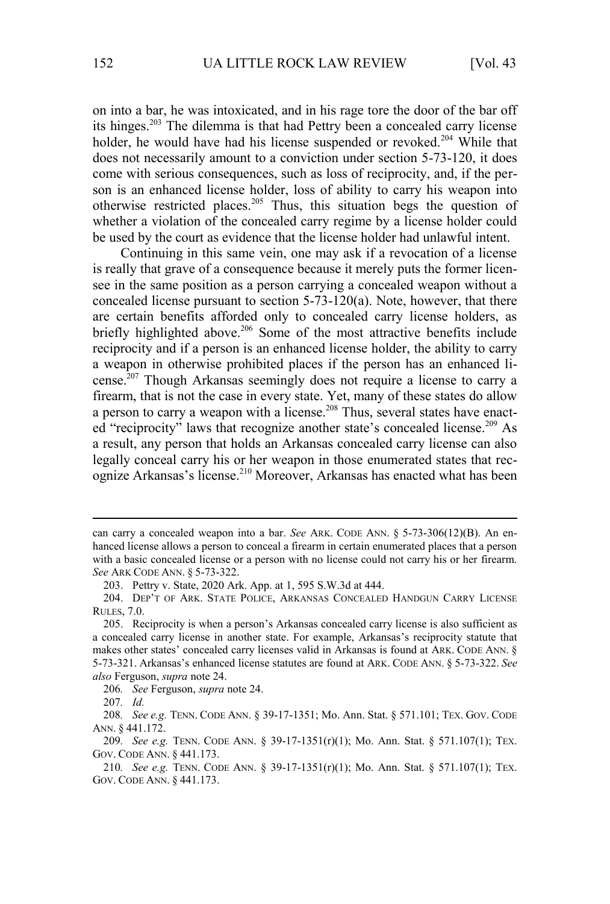on into a bar, he was intoxicated, and in his rage tore the door of the bar off its hinges.[203] The dilemma is that had Pettry been a concealed carry license holder, he would have had his license suspended or revoked.[204] While that does not necessarily amount to a conviction under section 5-73-120, it does come with serious consequences, such as loss of reciprocity, and, if the person is an enhanced license holder, loss of ability to carry his weapon into otherwise restricted places.[205] Thus, this situation begs the question of whether a violation of the concealed carry regime by a license holder could be used by the court as evidence that the license holder had unlawful intent.

Continuing in this same vein, one may ask if a revocation of a license is really that grave of a consequence because it merely puts the former licensee in the same position as a person carrying a concealed weapon without a concealed license pursuant to section 5-73-120(a). Note, however, that there are certain benefits afforded only to concealed carry license holders, as briefly highlighted above.[206] Some of the most attractive benefits include reciprocity and if a person is an enhanced license holder, the ability to carry a weapon in otherwise prohibited places if the person has an enhanced license.[207] Though Arkansas seemingly does not require a license to carry a firearm, that is not the case in every state. Yet, many of these states do allow a person to carry a weapon with a license.[208] Thus, several states have enacted "reciprocity" laws that recognize another state's concealed license.[209] As a result, any person that holds an Arkansas concealed carry license can also legally conceal carry his or her weapon in those enumerated states that recognize Arkansas's license.[210] Moreover, Arkansas has enacted what has been

---

can carry a concealed weapon into a bar. *See* ARK. CODE ANN. § 5-73-306(12)(B). An enhanced license allows a person to conceal a firearm in certain enumerated places that a person with a basic concealed license or a person with no license could not carry his or her firearm. *See* ARK CODE ANN. § 5-73-322.

203. Pettry v. State, 2020 Ark. App. at 1, 595 S.W.3d at 444.

204. DEP'T OF ARK. STATE POLICE, ARKANSAS CONCEALED HANDGUN CARRY LICENSE RULES, 7.0.

205. Reciprocity is when a person's Arkansas concealed carry license is also sufficient as a concealed carry license in another state. For example, Arkansas's reciprocity statute that makes other states' concealed carry licenses valid in Arkansas is found at ARK. CODE ANN. § 5-73-321. Arkansas's enhanced license statutes are found at ARK. CODE ANN. § 5-73-322. *See also* Ferguson, *supra* note 24.

206. *See* Ferguson, *supra* note 24.

207. *Id.*

208. *See e.g.* TENN. CODE ANN. § 39-17-1351; Mo. Ann. Stat. § 571.101; TEX. GOV. CODE ANN. § 441.172.

209. *See e.g.* TENN. CODE ANN. § 39-17-1351(r)(1); Mo. Ann. Stat. § 571.107(1); TEX. GOV. CODE ANN. § 441.173.

210. *See e.g.* TENN. CODE ANN. § 39-17-1351(r)(1); Mo. Ann. Stat. § 571.107(1); TEX. GOV. CODE ANN. § 441.173.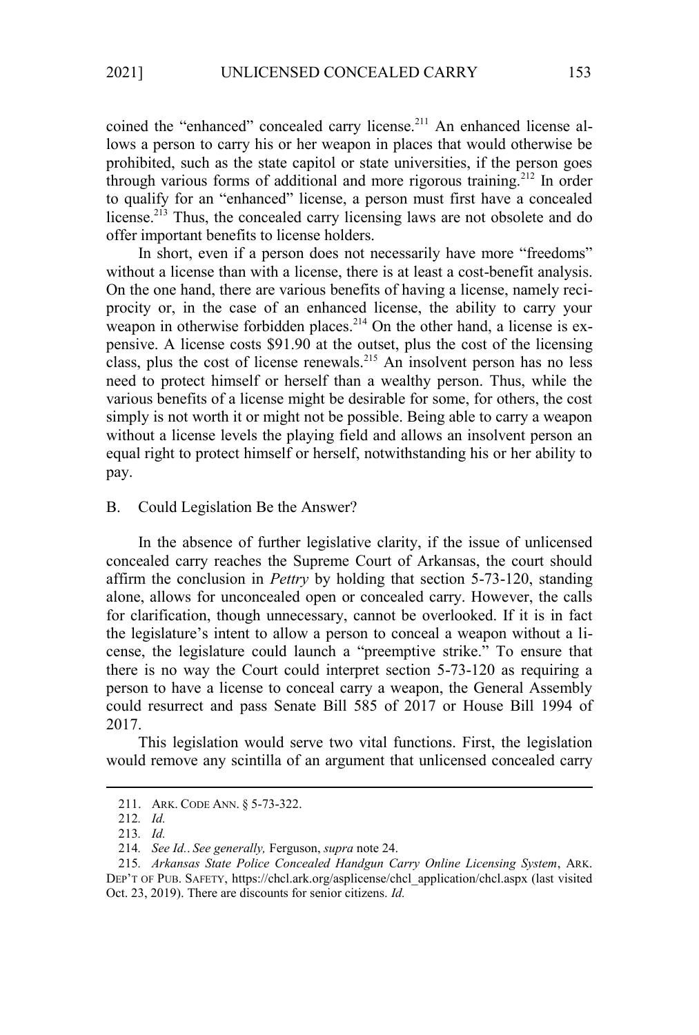coined the "enhanced" concealed carry license.[211] An enhanced license allows a person to carry his or her weapon in places that would otherwise be prohibited, such as the state capitol or state universities, if the person goes through various forms of additional and more rigorous training.[212] In order to qualify for an "enhanced" license, a person must first have a concealed license.[213] Thus, the concealed carry licensing laws are not obsolete and do offer important benefits to license holders.

In short, even if a person does not necessarily have more "freedoms" without a license than with a license, there is at least a cost-benefit analysis. On the one hand, there are various benefits of having a license, namely reciprocity or, in the case of an enhanced license, the ability to carry your weapon in otherwise forbidden places.[214] On the other hand, a license is expensive. A license costs $91.90 at the outset, plus the cost of the licensing class, plus the cost of license renewals.[215] An insolvent person has no less need to protect himself or herself than a wealthy person. Thus, while the various benefits of a license might be desirable for some, for others, the cost simply is not worth it or might not be possible. Being able to carry a weapon without a license levels the playing field and allows an insolvent person an equal right to protect himself or herself, notwithstanding his or her ability to pay.

### B. Could Legislation Be the Answer?

In the absence of further legislative clarity, if the issue of unlicensed concealed carry reaches the Supreme Court of Arkansas, the court should affirm the conclusion in *Pettry* by holding that section 5-73-120, standing alone, allows for unconcealed open or concealed carry. However, the calls for clarification, though unnecessary, cannot be overlooked. If it is in fact the legislature's intent to allow a person to conceal a weapon without a license, the legislature could launch a "preemptive strike." To ensure that there is no way the Court could interpret section 5-73-120 as requiring a person to have a license to conceal carry a weapon, the General Assembly could resurrect and pass Senate Bill 585 of 2017 or House Bill 1994 of 2017.

This legislation would serve two vital functions. First, the legislation would remove any scintilla of an argument that unlicensed concealed carry

---

211. ARK. CODE ANN. § 5-73-322.

212. *Id.*

213. *Id.*

214. *See Id.. See generally,* Ferguson, *supra* note 24.

215. *Arkansas State Police Concealed Handgun Carry Online Licensing System*, ARK. DEP'T OF PUB. SAFETY, https://chcl.ark.org/asplicense/chcl_application/chcl.aspx (last visited Oct. 23, 2019). There are discounts for senior citizens. *Id.*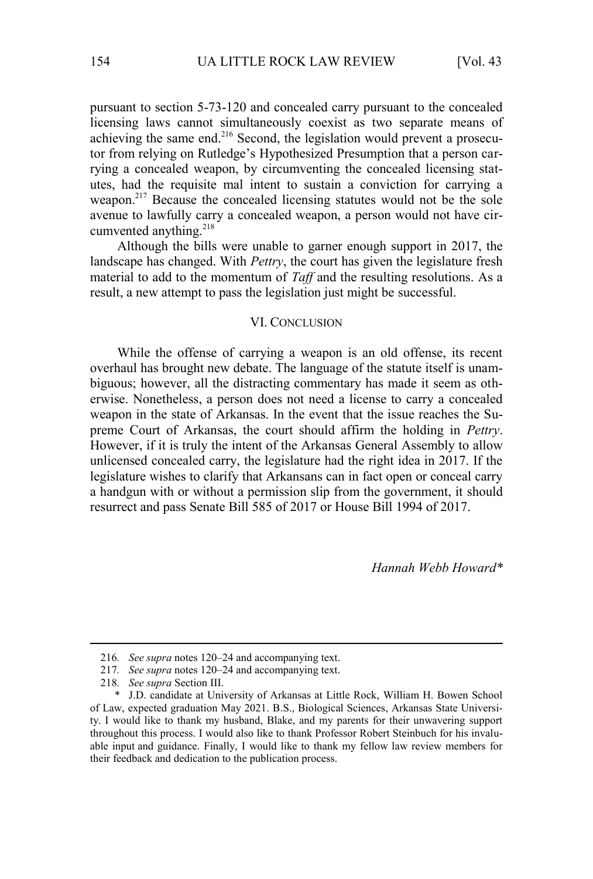pursuant to section 5-73-120 and concealed carry pursuant to the concealed licensing laws cannot simultaneously coexist as two separate means of achieving the same end.[216] Second, the legislation would prevent a prosecutor from relying on Rutledge's Hypothesized Presumption that a person carrying a concealed weapon, by circumventing the concealed licensing statutes, had the requisite mal intent to sustain a conviction for carrying a weapon.[217] Because the concealed licensing statutes would not be the sole avenue to lawfully carry a concealed weapon, a person would not have circumvented anything.[218]

Although the bills were unable to garner enough support in 2017, the landscape has changed. With *Pettry*, the court has given the legislature fresh material to add to the momentum of *Taff* and the resulting resolutions. As a result, a new attempt to pass the legislation just might be successful.

## VI. CONCLUSION

While the offense of carrying a weapon is an old offense, its recent overhaul has brought new debate. The language of the statute itself is unambiguous; however, all the distracting commentary has made it seem as otherwise. Nonetheless, a person does not need a license to carry a concealed weapon in the state of Arkansas. In the event that the issue reaches the Supreme Court of Arkansas, the court should affirm the holding in *Pettry*. However, if it is truly the intent of the Arkansas General Assembly to allow unlicensed concealed carry, the legislature had the right idea in 2017. If the legislature wishes to clarify that Arkansans can in fact open or conceal carry a handgun with or without a permission slip from the government, it should resurrect and pass Senate Bill 585 of 2017 or House Bill 1994 of 2017.

*Hannah Webb Howard\**

---

216. *See supra* notes 120–24 and accompanying text.

217. *See supra* notes 120–24 and accompanying text.

218. *See supra* Section III.

\* J.D. candidate at University of Arkansas at Little Rock, William H. Bowen School of Law, expected graduation May 2021. B.S., Biological Sciences, Arkansas State University. I would like to thank my husband, Blake, and my parents for their unwavering support throughout this process. I would also like to thank Professor Robert Steinbuch for his invaluable input and guidance. Finally, I would like to thank my fellow law review members for their feedback and dedication to the publication process.